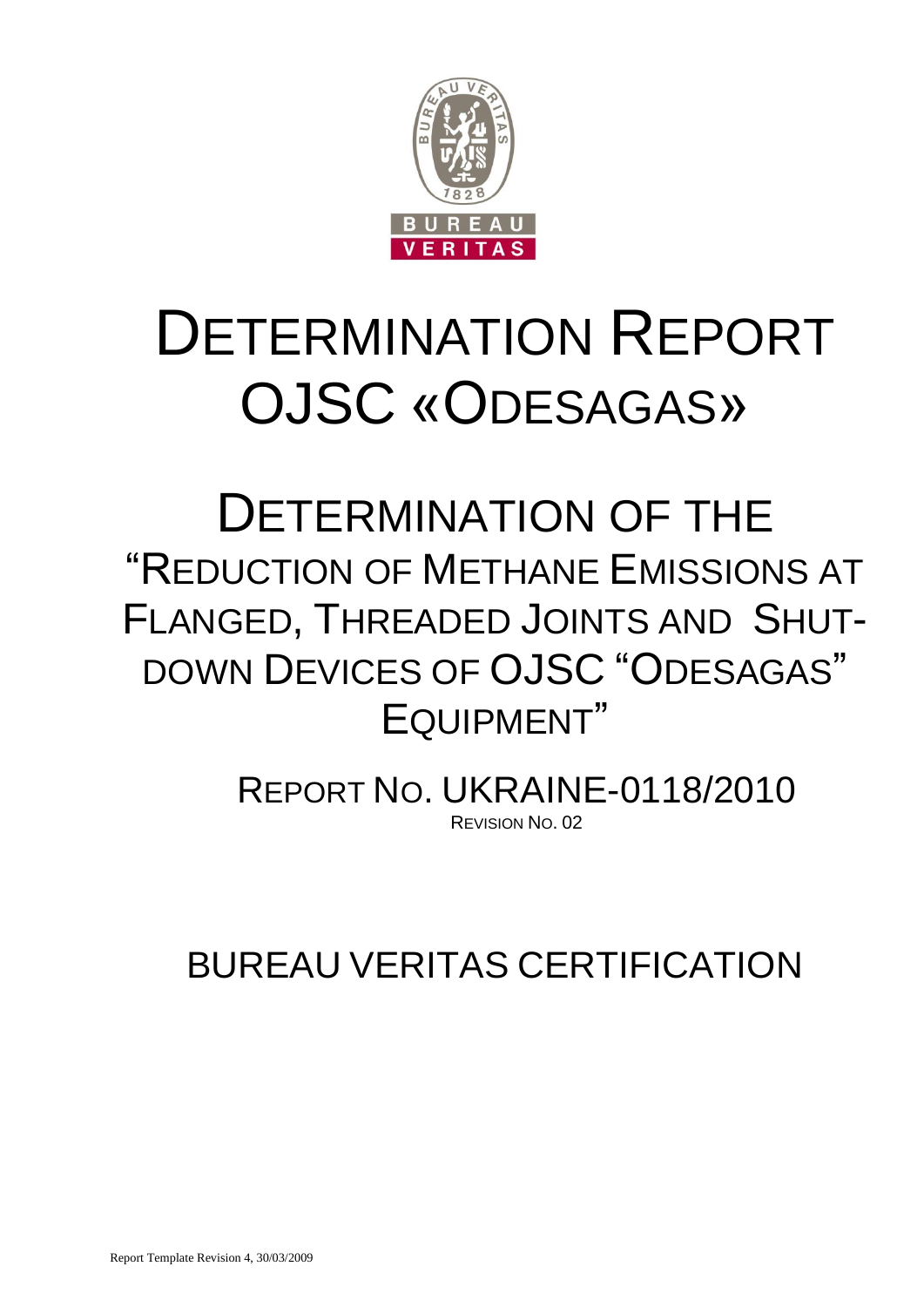# DETERMINATION REPORT OJSC «ODESAGAS»

## DETERMINATION OF THE "REDUCTION OF METHANE EMISSIONS AT FLANGED, THREADED JOINTS AND SHUT-DOWN DEVICES OF OJSC "ODESAGAS" EQUIPMENT"

REPORT NO. UKRAINE-0118/2010

REVISION NO. 02

BUREAU VERITAS CERTIFICATION

Report Template Revision 4, 30/03/2009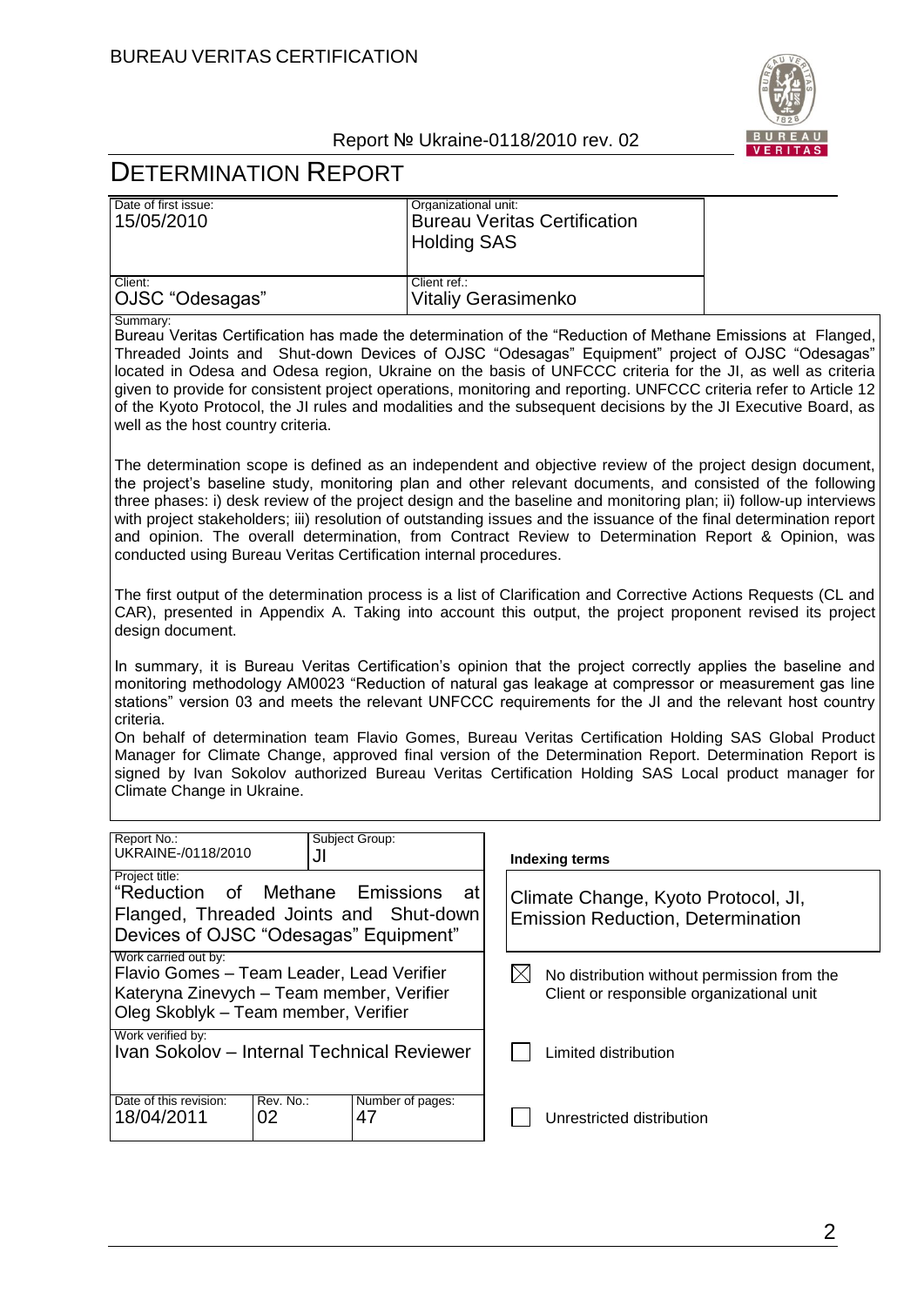# DETERMINATION REPORT

| Date of first issue: 15/05/2010 | Organizational unit: Bureau Veritas Certification Holding SAS |
|---|---|
| Client: OJSC "Odesagas" | Client ref.: Vitaliy Gerasimenko |

Summary:

Bureau Veritas Certification has made the determination of the "Reduction of Methane Emissions at Flanged, Threaded Joints and Shut-down Devices of OJSC "Odesagas" Equipment" project of OJSC "Odesagas" located in Odesa and Odesa region, Ukraine on the basis of UNFCCC criteria for the JI, as well as criteria given to provide for consistent project operations, monitoring and reporting. UNFCCC criteria refer to Article 12 of the Kyoto Protocol, the JI rules and modalities and the subsequent decisions by the JI Executive Board, as well as the host country criteria.

The determination scope is defined as an independent and objective review of the project design document, the project's baseline study, monitoring plan and other relevant documents, and consisted of the following three phases: i) desk review of the project design and the baseline and monitoring plan; ii) follow-up interviews with project stakeholders; iii) resolution of outstanding issues and the issuance of the final determination report and opinion. The overall determination, from Contract Review to Determination Report & Opinion, was conducted using Bureau Veritas Certification internal procedures.

The first output of the determination process is a list of Clarification and Corrective Actions Requests (CL and CAR), presented in Appendix A. Taking into account this output, the project proponent revised its project design document.

In summary, it is Bureau Veritas Certification's opinion that the project correctly applies the baseline and monitoring methodology AM0023 "Reduction of natural gas leakage at compressor or measurement gas line stations" version 03 and meets the relevant UNFCCC requirements for the JI and the relevant host country criteria.

On behalf of determination team Flavio Gomes, Bureau Veritas Certification Holding SAS Global Product Manager for Climate Change, approved final version of the Determination Report. Determination Report is signed by Ivan Sokolov authorized Bureau Veritas Certification Holding SAS Local product manager for Climate Change in Ukraine.

| Report No.: UKRAINE-/0118/2010 | Subject Group: JI | Indexing terms |
|---|---|---|
| Project title: "Reduction of Methane Emissions at Flanged, Threaded Joints and Shut-down Devices of OJSC "Odesagas" Equipment" | | Climate Change, Kyoto Protocol, JI, Emission Reduction, Determination |
| Work carried out by: Flavio Gomes – Team Leader, Lead Verifier; Kateryna Zinevych – Team member, Verifier; Oleg Skoblyk – Team member, Verifier | | ☒ No distribution without permission from the Client or responsible organizational unit |
| Work verified by: Ivan Sokolov – Internal Technical Reviewer | | ☐ Limited distribution |
| Date of this revision: 18/04/2011; Rev. No.: 02; Number of pages: 47 | | ☐ Unrestricted distribution |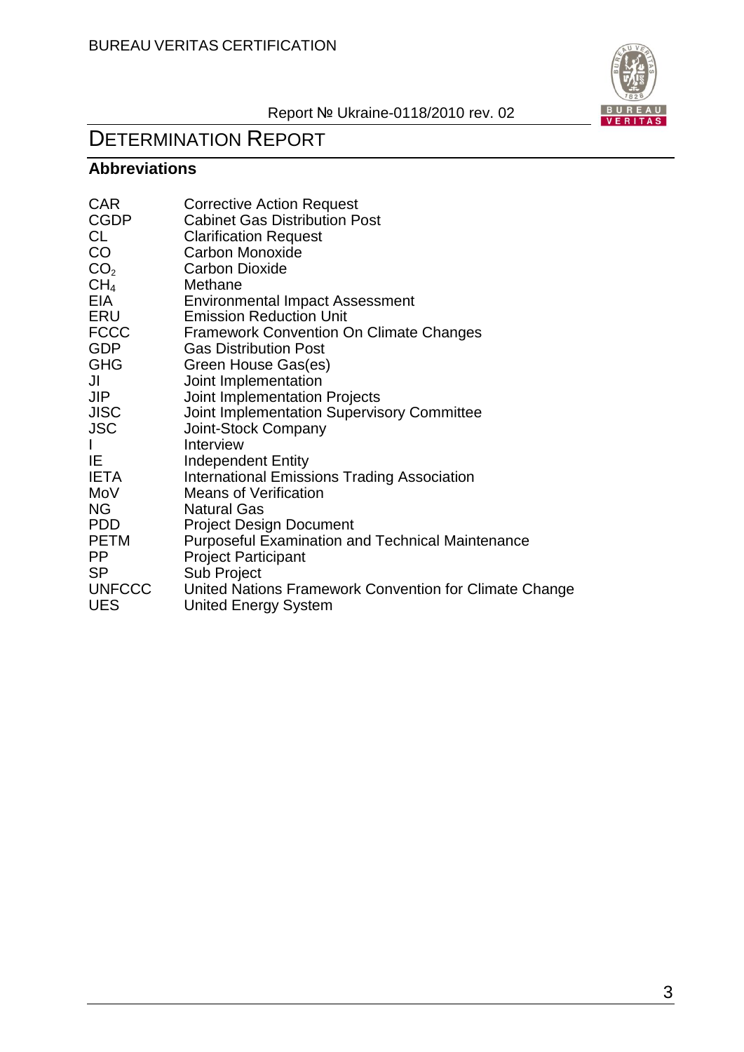# DETERMINATION REPORT

## Abbreviations

| | |
|---|---|
| CAR | Corrective Action Request |
| CGDP | Cabinet Gas Distribution Post |
| CL | Clarification Request |
| CO | Carbon Monoxide |
| $CO_2$ | Carbon Dioxide |
| $CH_4$ | Methane |
| EIA | Environmental Impact Assessment |
| ERU | Emission Reduction Unit |
| FCCC | Framework Convention On Climate Changes |
| GDP | Gas Distribution Post |
| GHG | Green House Gas(es) |
| JI | Joint Implementation |
| JIP | Joint Implementation Projects |
| JISC | Joint Implementation Supervisory Committee |
| JSC | Joint-Stock Company |
| I | Interview |
| IE | Independent Entity |
| IETA | International Emissions Trading Association |
| MoV | Means of Verification |
| NG | Natural Gas |
| PDD | Project Design Document |
| PETM | Purposeful Examination and Technical Maintenance |
| PP | Project Participant |
| SP | Sub Project |
| UNFCCC | United Nations Framework Convention for Climate Change |
| UES | United Energy System |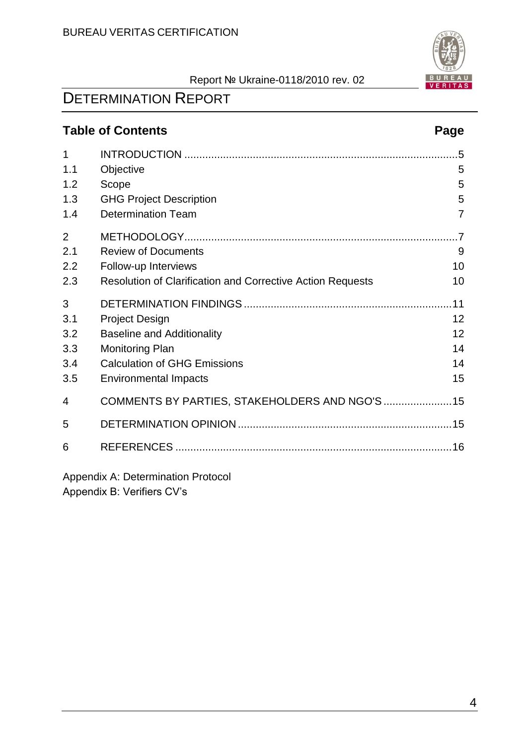# DETERMINATION REPORT

## Table of Contents

| | | Page |
|---|---|---|
| 1 | INTRODUCTION | 5 |
| 1.1 | Objective | 5 |
| 1.2 | Scope | 5 |
| 1.3 | GHG Project Description | 5 |
| 1.4 | Determination Team | 7 |
| 2 | METHODOLOGY | 7 |
| 2.1 | Review of Documents | 9 |
| 2.2 | Follow-up Interviews | 10 |
| 2.3 | Resolution of Clarification and Corrective Action Requests | 10 |
| 3 | DETERMINATION FINDINGS | 11 |
| 3.1 | Project Design | 12 |
| 3.2 | Baseline and Additionality | 12 |
| 3.3 | Monitoring Plan | 14 |
| 3.4 | Calculation of GHG Emissions | 14 |
| 3.5 | Environmental Impacts | 15 |
| 4 | COMMENTS BY PARTIES, STAKEHOLDERS AND NGO'S | 15 |
| 5 | DETERMINATION OPINION | 15 |
| 6 | REFERENCES | 16 |

Appendix A: Determination Protocol

Appendix B: Verifiers CV's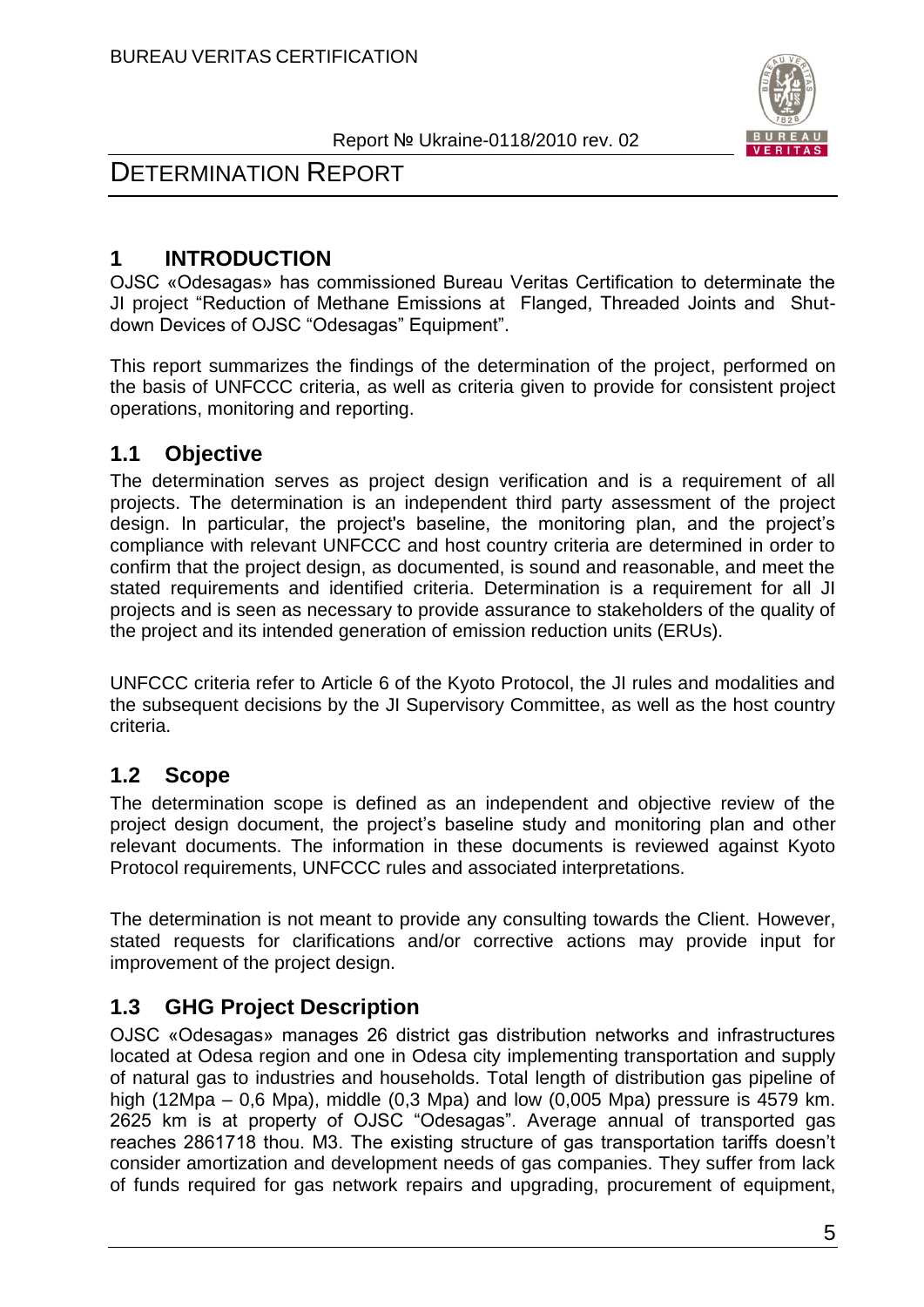# 1 INTRODUCTION

OJSC «Odesagas» has commissioned Bureau Veritas Certification to determinate the JI project "Reduction of Methane Emissions at Flanged, Threaded Joints and Shut-down Devices of OJSC "Odesagas" Equipment".

This report summarizes the findings of the determination of the project, performed on the basis of UNFCCC criteria, as well as criteria given to provide for consistent project operations, monitoring and reporting.

## 1.1 Objective

The determination serves as project design verification and is a requirement of all projects. The determination is an independent third party assessment of the project design. In particular, the project's baseline, the monitoring plan, and the project's compliance with relevant UNFCCC and host country criteria are determined in order to confirm that the project design, as documented, is sound and reasonable, and meet the stated requirements and identified criteria. Determination is a requirement for all JI projects and is seen as necessary to provide assurance to stakeholders of the quality of the project and its intended generation of emission reduction units (ERUs).

UNFCCC criteria refer to Article 6 of the Kyoto Protocol, the JI rules and modalities and the subsequent decisions by the JI Supervisory Committee, as well as the host country criteria.

## 1.2 Scope

The determination scope is defined as an independent and objective review of the project design document, the project's baseline study and monitoring plan and other relevant documents. The information in these documents is reviewed against Kyoto Protocol requirements, UNFCCC rules and associated interpretations.

The determination is not meant to provide any consulting towards the Client. However, stated requests for clarifications and/or corrective actions may provide input for improvement of the project design.

## 1.3 GHG Project Description

OJSC «Odesagas» manages 26 district gas distribution networks and infrastructures located at Odesa region and one in Odesa city implementing transportation and supply of natural gas to industries and households. Total length of distribution gas pipeline of high (12Mpa – 0,6 Mpa), middle (0,3 Mpa) and low (0,005 Mpa) pressure is 4579 km. 2625 km is at property of OJSC "Odesagas". Average annual of transported gas reaches 2861718 thou. M3. The existing structure of gas transportation tariffs doesn't consider amortization and development needs of gas companies. They suffer from lack of funds required for gas network repairs and upgrading, procurement of equipment,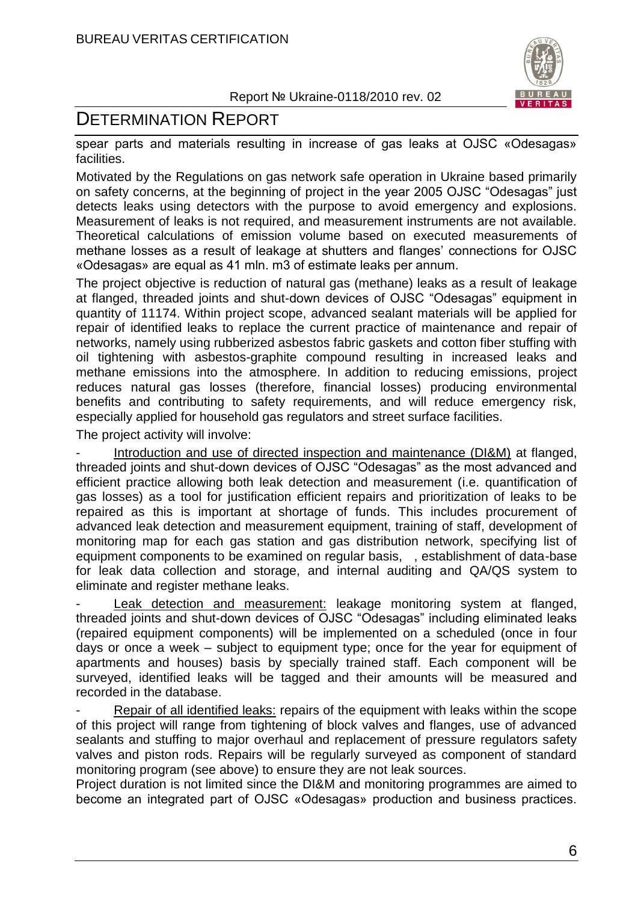spear parts and materials resulting in increase of gas leaks at OJSC «Odesagas» facilities.

Motivated by the Regulations on gas network safe operation in Ukraine based primarily on safety concerns, at the beginning of project in the year 2005 OJSC "Odesagas" just detects leaks using detectors with the purpose to avoid emergency and explosions. Measurement of leaks is not required, and measurement instruments are not available. Theoretical calculations of emission volume based on executed measurements of methane losses as a result of leakage at shutters and flanges' connections for OJSC «Odesagas» are equal as 41 mln. m3 of estimate leaks per annum.

The project objective is reduction of natural gas (methane) leaks as a result of leakage at flanged, threaded joints and shut-down devices of OJSC "Odesagas" equipment in quantity of 11174. Within project scope, advanced sealant materials will be applied for repair of identified leaks to replace the current practice of maintenance and repair of networks, namely using rubberized asbestos fabric gaskets and cotton fiber stuffing with oil tightening with asbestos-graphite compound resulting in increased leaks and methane emissions into the atmosphere. In addition to reducing emissions, project reduces natural gas losses (therefore, financial losses) producing environmental benefits and contributing to safety requirements, and will reduce emergency risk, especially applied for household gas regulators and street surface facilities.

The project activity will involve:

- Introduction and use of directed inspection and maintenance (DI&M) at flanged, threaded joints and shut-down devices of OJSC "Odesagas" as the most advanced and efficient practice allowing both leak detection and measurement (i.e. quantification of gas losses) as a tool for justification efficient repairs and prioritization of leaks to be repaired as this is important at shortage of funds. This includes procurement of advanced leak detection and measurement equipment, training of staff, development of monitoring map for each gas station and gas distribution network, specifying list of equipment components to be examined on regular basis, , establishment of data-base for leak data collection and storage, and internal auditing and QA/QS system to eliminate and register methane leaks.
- Leak detection and measurement: leakage monitoring system at flanged, threaded joints and shut-down devices of OJSC "Odesagas" including eliminated leaks (repaired equipment components) will be implemented on a scheduled (once in four days or once a week – subject to equipment type; once for the year for equipment of apartments and houses) basis by specially trained staff. Each component will be surveyed, identified leaks will be tagged and their amounts will be measured and recorded in the database.
- Repair of all identified leaks: repairs of the equipment with leaks within the scope of this project will range from tightening of block valves and flanges, use of advanced sealants and stuffing to major overhaul and replacement of pressure regulators safety valves and piston rods. Repairs will be regularly surveyed as component of standard monitoring program (see above) to ensure they are not leak sources.

Project duration is not limited since the DI&M and monitoring programmes are aimed to become an integrated part of OJSC «Odesagas» production and business practices.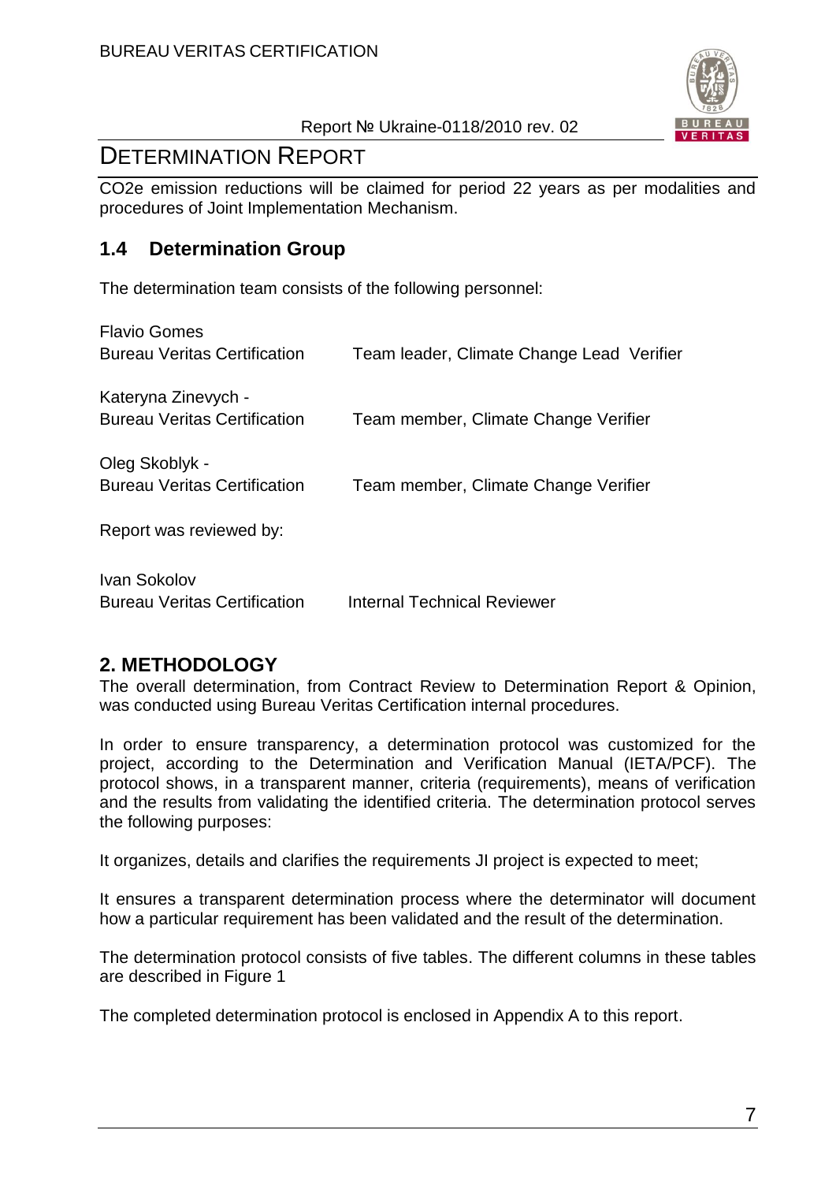CO2e emission reductions will be claimed for period 22 years as per modalities and procedures of Joint Implementation Mechanism.

## 1.4 Determination Group

The determination team consists of the following personnel:

Flavio Gomes
Bureau Veritas Certification — Team leader, Climate Change Lead Verifier

Kateryna Zinevych -
Bureau Veritas Certification — Team member, Climate Change Verifier

Oleg Skoblyk -
Bureau Veritas Certification — Team member, Climate Change Verifier

Report was reviewed by:

Ivan Sokolov
Bureau Veritas Certification — Internal Technical Reviewer

## 2. METHODOLOGY

The overall determination, from Contract Review to Determination Report & Opinion, was conducted using Bureau Veritas Certification internal procedures.

In order to ensure transparency, a determination protocol was customized for the project, according to the Determination and Verification Manual (IETA/PCF). The protocol shows, in a transparent manner, criteria (requirements), means of verification and the results from validating the identified criteria. The determination protocol serves the following purposes:

It organizes, details and clarifies the requirements JI project is expected to meet;

It ensures a transparent determination process where the determinator will document how a particular requirement has been validated and the result of the determination.

The determination protocol consists of five tables. The different columns in these tables are described in Figure 1

The completed determination protocol is enclosed in Appendix A to this report.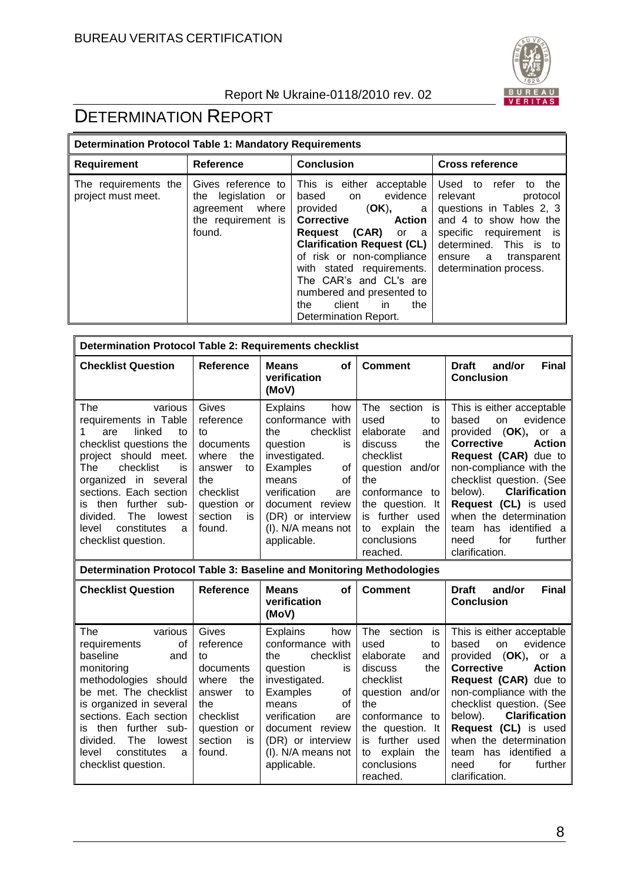# DETERMINATION REPORT

| Determination Protocol Table 1: Mandatory Requirements | | | |
|---|---|---|---|
| **Requirement** | **Reference** | **Conclusion** | **Cross reference** |
| The requirements the project must meet. | Gives reference to the legislation or agreement where the requirement is found. | This is either acceptable based on evidence provided (**OK**), a **Corrective Action Request (CAR)** or a **Clarification Request (CL)** of risk or non-compliance with stated requirements. The CAR's and CL's are numbered and presented to the client in the Determination Report. | Used to refer to the relevant protocol questions in Tables 2, 3 and 4 to show how the specific requirement is determined. This is to ensure a transparent determination process. |

| Determination Protocol Table 2: Requirements checklist | | | | |
|---|---|---|---|---|
| **Checklist Question** | **Reference** | **Means of verification (MoV)** | **Comment** | **Draft and/or Final Conclusion** |
| The various requirements in Table 1 are linked to checklist questions the project should meet. The checklist is organized in several sections. Each section is then further sub-divided. The lowest level constitutes a checklist question. | Gives reference to documents where the answer to the checklist question or section is found. | Explains how conformance with the checklist question is investigated. Examples of means of verification are document review (DR) or interview (I). N/A means not applicable. | The section is used to elaborate and discuss the checklist question and/or the conformance to the question. It is further used to explain the conclusions reached. | This is either acceptable based on evidence provided (**OK**), or a **Corrective Action Request (CAR)** due to non-compliance with the checklist question. (See below). **Clarification Request (CL)** is used when the determination team has identified a need for further clarification. |

| Determination Protocol Table 3: Baseline and Monitoring Methodologies | | | | |
|---|---|---|---|---|
| **Checklist Question** | **Reference** | **Means of verification (MoV)** | **Comment** | **Draft and/or Final Conclusion** |
| The various requirements of baseline and monitoring methodologies should be met. The checklist is organized in several sections. Each section is then further sub-divided. The lowest level constitutes a checklist question. | Gives reference to documents where the answer to the checklist question or section is found. | Explains how conformance with the checklist question is investigated. Examples of means of verification are document review (DR) or interview (I). N/A means not applicable. | The section is used to elaborate and discuss the checklist question and/or the conformance to the question. It is further used to explain the conclusions reached. | This is either acceptable based on evidence provided (**OK**), or a **Corrective Action Request (CAR)** due to non-compliance with the checklist question. (See below). **Clarification Request (CL)** is used when the determination team has identified a need for further clarification. |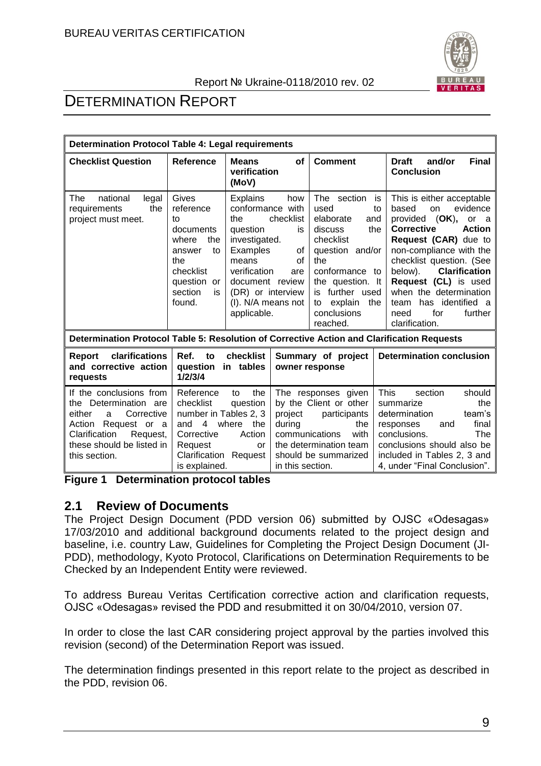| Determination Protocol Table 4: Legal requirements | | | | |
|---|---|---|---|---|
| **Checklist Question** | **Reference** | **Means of verification (MoV)** | **Comment** | **Draft and/or Final Conclusion** |
| The national legal requirements the project must meet. | Gives reference to documents where the answer to the checklist question or section is found. | Explains how conformance with the checklist question is investigated. Examples of means of verification are document review (DR) or interview (I). N/A means not applicable. | The section is used to elaborate and discuss the checklist question and/or the conformance to the question. It is further used to explain the conclusions reached. | This is either acceptable based on evidence provided (**OK**), or a **Corrective Action Request (CAR)** due to non-compliance with the checklist question. (See below). **Clarification Request (CL)** is used when the determination team has identified a need for further clarification. |

| Determination Protocol Table 5: Resolution of Corrective Action and Clarification Requests | | | |
|---|---|---|---|
| **Report clarifications and corrective action requests** | **Ref. to checklist question in tables 1/2/3/4** | **Summary of project owner response** | **Determination conclusion** |
| If the conclusions from the Determination are either a Corrective Action Request or a Clarification Request, these should be listed in this section. | Reference to the checklist question number in Tables 2, 3 and 4 where the Corrective Action Request or Clarification Request is explained. | The responses given by the Client or other project participants during the communications with the determination team should be summarized in this section. | This section should summarize the determination team's responses and final conclusions. The conclusions should also be included in Tables 2, 3 and 4, under "Final Conclusion". |

**Figure 1 Determination protocol tables**

## 2.1 Review of Documents

The Project Design Document (PDD version 06) submitted by OJSC «Odesagas» 17/03/2010 and additional background documents related to the project design and baseline, i.e. country Law, Guidelines for Completing the Project Design Document (JI-PDD), methodology, Kyoto Protocol, Clarifications on Determination Requirements to be Checked by an Independent Entity were reviewed.

To address Bureau Veritas Certification corrective action and clarification requests, OJSC «Odesagas» revised the PDD and resubmitted it on 30/04/2010, version 07.

In order to close the last CAR considering project approval by the parties involved this revision (second) of the Determination Report was issued.

The determination findings presented in this report relate to the project as described in the PDD, revision 06.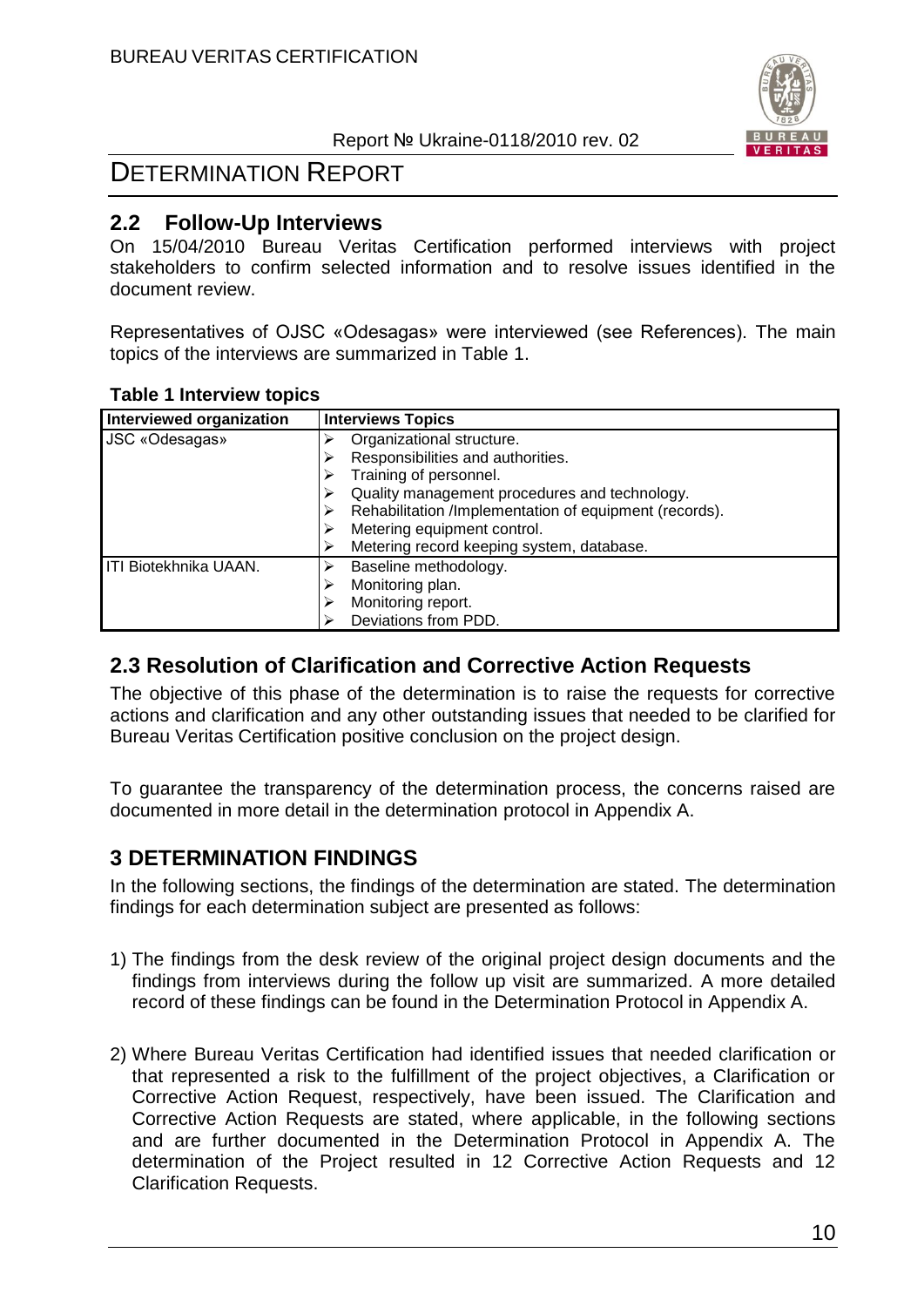# DETERMINATION REPORT

## 2.2 Follow-Up Interviews

On 15/04/2010 Bureau Veritas Certification performed interviews with project stakeholders to confirm selected information and to resolve issues identified in the document review.

Representatives of OJSC «Odesagas» were interviewed (see References). The main topics of the interviews are summarized in Table 1.

**Table 1 Interview topics**

| Interviewed organization | Interviews Topics |
|---|---|
| JSC «Odesagas» | ➢ Organizational structure.<br>➢ Responsibilities and authorities.<br>➢ Training of personnel.<br>➢ Quality management procedures and technology.<br>➢ Rehabilitation /Implementation of equipment (records).<br>➢ Metering equipment control.<br>➢ Metering record keeping system, database. |
| ITI Biotekhnika UAAN. | ➢ Baseline methodology.<br>➢ Monitoring plan.<br>➢ Monitoring report.<br>➢ Deviations from PDD. |

## 2.3 Resolution of Clarification and Corrective Action Requests

The objective of this phase of the determination is to raise the requests for corrective actions and clarification and any other outstanding issues that needed to be clarified for Bureau Veritas Certification positive conclusion on the project design.

To guarantee the transparency of the determination process, the concerns raised are documented in more detail in the determination protocol in Appendix A.

# 3 DETERMINATION FINDINGS

In the following sections, the findings of the determination are stated. The determination findings for each determination subject are presented as follows:

1) The findings from the desk review of the original project design documents and the findings from interviews during the follow up visit are summarized. A more detailed record of these findings can be found in the Determination Protocol in Appendix A.

2) Where Bureau Veritas Certification had identified issues that needed clarification or that represented a risk to the fulfillment of the project objectives, a Clarification or Corrective Action Request, respectively, have been issued. The Clarification and Corrective Action Requests are stated, where applicable, in the following sections and are further documented in the Determination Protocol in Appendix A. The determination of the Project resulted in 12 Corrective Action Requests and 12 Clarification Requests.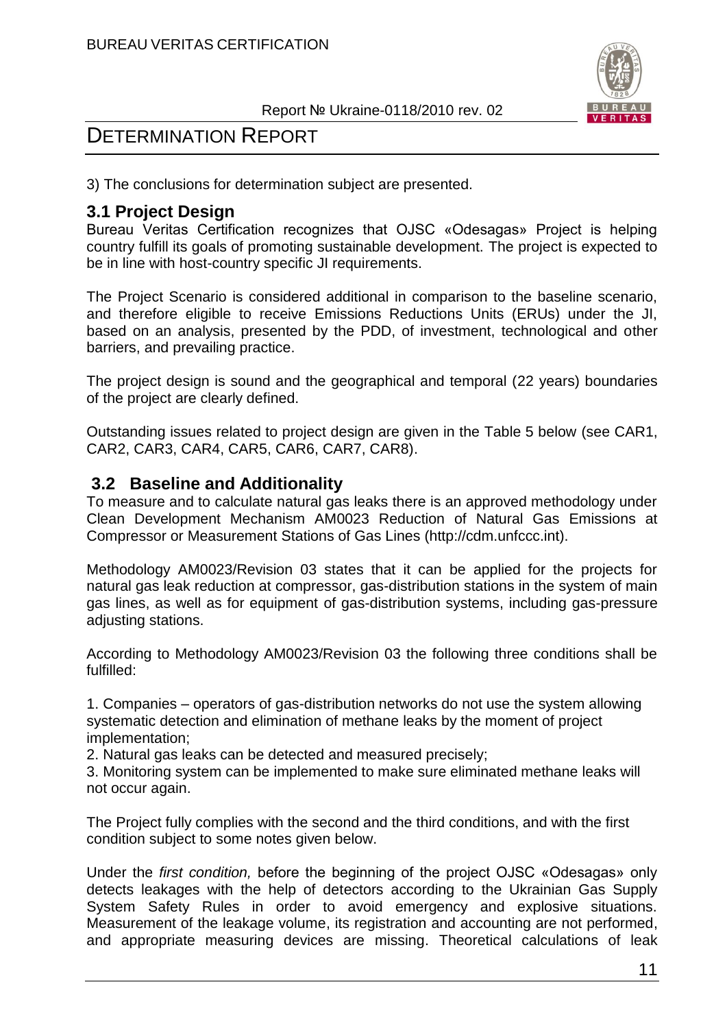3) The conclusions for determination subject are presented.

## 3.1 Project Design

Bureau Veritas Certification recognizes that OJSC «Odesagas» Project is helping country fulfill its goals of promoting sustainable development. The project is expected to be in line with host-country specific JI requirements.

The Project Scenario is considered additional in comparison to the baseline scenario, and therefore eligible to receive Emissions Reductions Units (ERUs) under the JI, based on an analysis, presented by the PDD, of investment, technological and other barriers, and prevailing practice.

The project design is sound and the geographical and temporal (22 years) boundaries of the project are clearly defined.

Outstanding issues related to project design are given in the Table 5 below (see CAR1, CAR2, CAR3, CAR4, CAR5, CAR6, CAR7, CAR8).

## 3.2 Baseline and Additionality

To measure and to calculate natural gas leaks there is an approved methodology under Clean Development Mechanism AM0023 Reduction of Natural Gas Emissions at Compressor or Measurement Stations of Gas Lines (http://cdm.unfccc.int).

Methodology AM0023/Revision 03 states that it can be applied for the projects for natural gas leak reduction at compressor, gas-distribution stations in the system of main gas lines, as well as for equipment of gas-distribution systems, including gas-pressure adjusting stations.

According to Methodology AM0023/Revision 03 the following three conditions shall be fulfilled:

1. Companies – operators of gas-distribution networks do not use the system allowing systematic detection and elimination of methane leaks by the moment of project implementation;
2. Natural gas leaks can be detected and measured precisely;
3. Monitoring system can be implemented to make sure eliminated methane leaks will not occur again.

The Project fully complies with the second and the third conditions, and with the first condition subject to some notes given below.

Under the *first condition,* before the beginning of the project OJSC «Odesagas» only detects leakages with the help of detectors according to the Ukrainian Gas Supply System Safety Rules in order to avoid emergency and explosive situations. Measurement of the leakage volume, its registration and accounting are not performed, and appropriate measuring devices are missing. Theoretical calculations of leak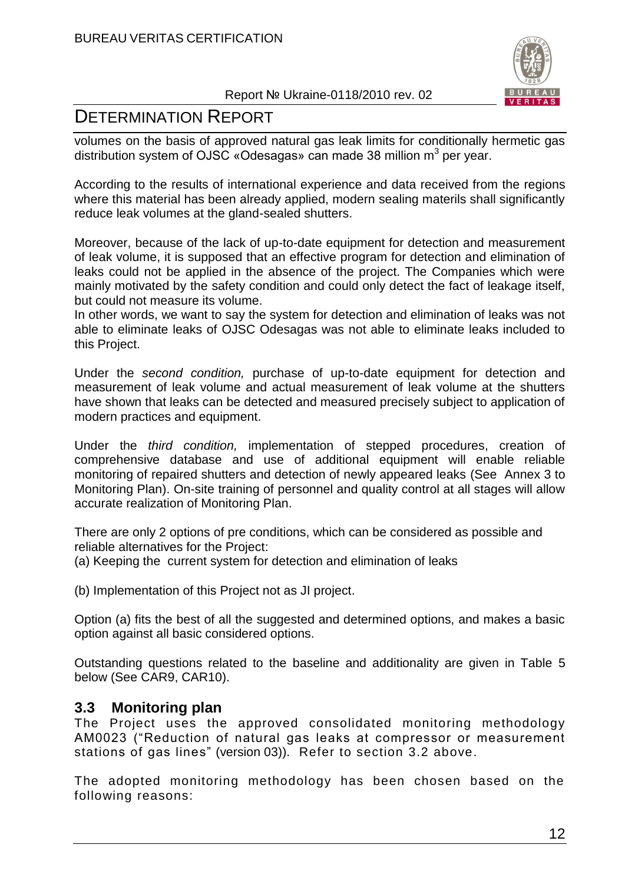volumes on the basis of approved natural gas leak limits for conditionally hermetic gas distribution system of OJSC «Odesagas» can made 38 million m$^3$ per year.

According to the results of international experience and data received from the regions where this material has been already applied, modern sealing materils shall significantly reduce leak volumes at the gland-sealed shutters.

Moreover, because of the lack of up-to-date equipment for detection and measurement of leak volume, it is supposed that an effective program for detection and elimination of leaks could not be applied in the absence of the project. The Companies which were mainly motivated by the safety condition and could only detect the fact of leakage itself, but could not measure its volume.
In other words, we want to say the system for detection and elimination of leaks was not able to eliminate leaks of OJSC Odesagas was not able to eliminate leaks included to this Project.

Under the *second condition,* purchase of up-to-date equipment for detection and measurement of leak volume and actual measurement of leak volume at the shutters have shown that leaks can be detected and measured precisely subject to application of modern practices and equipment.

Under the *third condition,* implementation of stepped procedures, creation of comprehensive database and use of additional equipment will enable reliable monitoring of repaired shutters and detection of newly appeared leaks (See Annex 3 to Monitoring Plan). On-site training of personnel and quality control at all stages will allow accurate realization of Monitoring Plan.

There are only 2 options of pre conditions, which can be considered as possible and reliable alternatives for the Project:
(a) Keeping the current system for detection and elimination of leaks

(b) Implementation of this Project not as JI project.

Option (a) fits the best of all the suggested and determined options, and makes a basic option against all basic considered options.

Outstanding questions related to the baseline and additionality are given in Table 5 below (See CAR9, CAR10).

## 3.3 Monitoring plan

The Project uses the approved consolidated monitoring methodology AM0023 ("Reduction of natural gas leaks at compressor or measurement stations of gas lines" (version 03)). Refer to section 3.2 above.

The adopted monitoring methodology has been chosen based on the following reasons: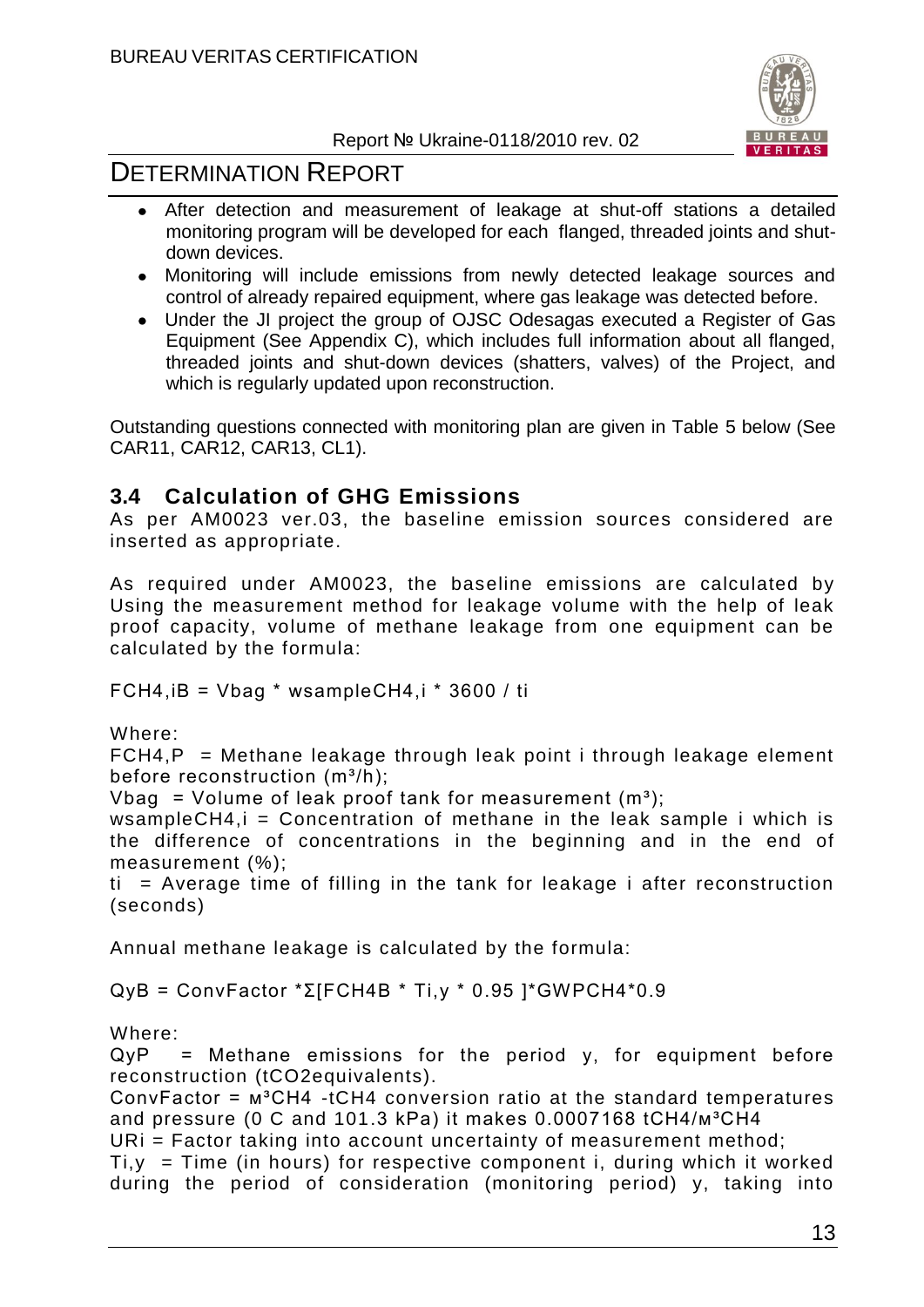- After detection and measurement of leakage at shut-off stations a detailed monitoring program will be developed for each flanged, threaded joints and shut-down devices.
- Monitoring will include emissions from newly detected leakage sources and control of already repaired equipment, where gas leakage was detected before.
- Under the JI project the group of OJSC Odesagas executed a Register of Gas Equipment (See Appendix C), which includes full information about all flanged, threaded joints and shut-down devices (shatters, valves) of the Project, and which is regularly updated upon reconstruction.

Outstanding questions connected with monitoring plan are given in Table 5 below (See CAR11, CAR12, CAR13, CL1).

## 3.4 Calculation of GHG Emissions

As per AM0023 ver.03, the baseline emission sources considered are inserted as appropriate.

As required under AM0023, the baseline emissions are calculated by Using the measurement method for leakage volume with the help of leak proof capacity, volume of methane leakage from one equipment can be calculated by the formula:

$$F_{CH4,iB} = V_{bag} * w_{sampleCH4,i} * 3600 / t_i$$

Where:

$F_{CH4,P}$ = Methane leakage through leak point i through leakage element before reconstruction ($m^3/h$);

$V_{bag}$ = Volume of leak proof tank for measurement ($m^3$);

$w_{sampleCH4,i}$ = Concentration of methane in the leak sample i which is the difference of concentrations in the beginning and in the end of measurement (%);

$t_i$ = Average time of filling in the tank for leakage i after reconstruction (seconds)

Annual methane leakage is calculated by the formula:

$$Q_{yB} = ConvFactor * \Sigma[F_{CH4B} * T_{i,y} * 0.95] * GWP_{CH4} * 0.9$$

Where:

$Q_{yP}$ = Methane emissions for the period y, for equipment before reconstruction (tCO2equivalents).

ConvFactor = м³CH4 -tCH4 conversion ratio at the standard temperatures and pressure (0 C and 101.3 kPa) it makes 0.0007168 tCH4/м³CH4

$UR_i$ = Factor taking into account uncertainty of measurement method;

$T_{i,y}$ = Time (in hours) for respective component i, during which it worked during the period of consideration (monitoring period) y, taking into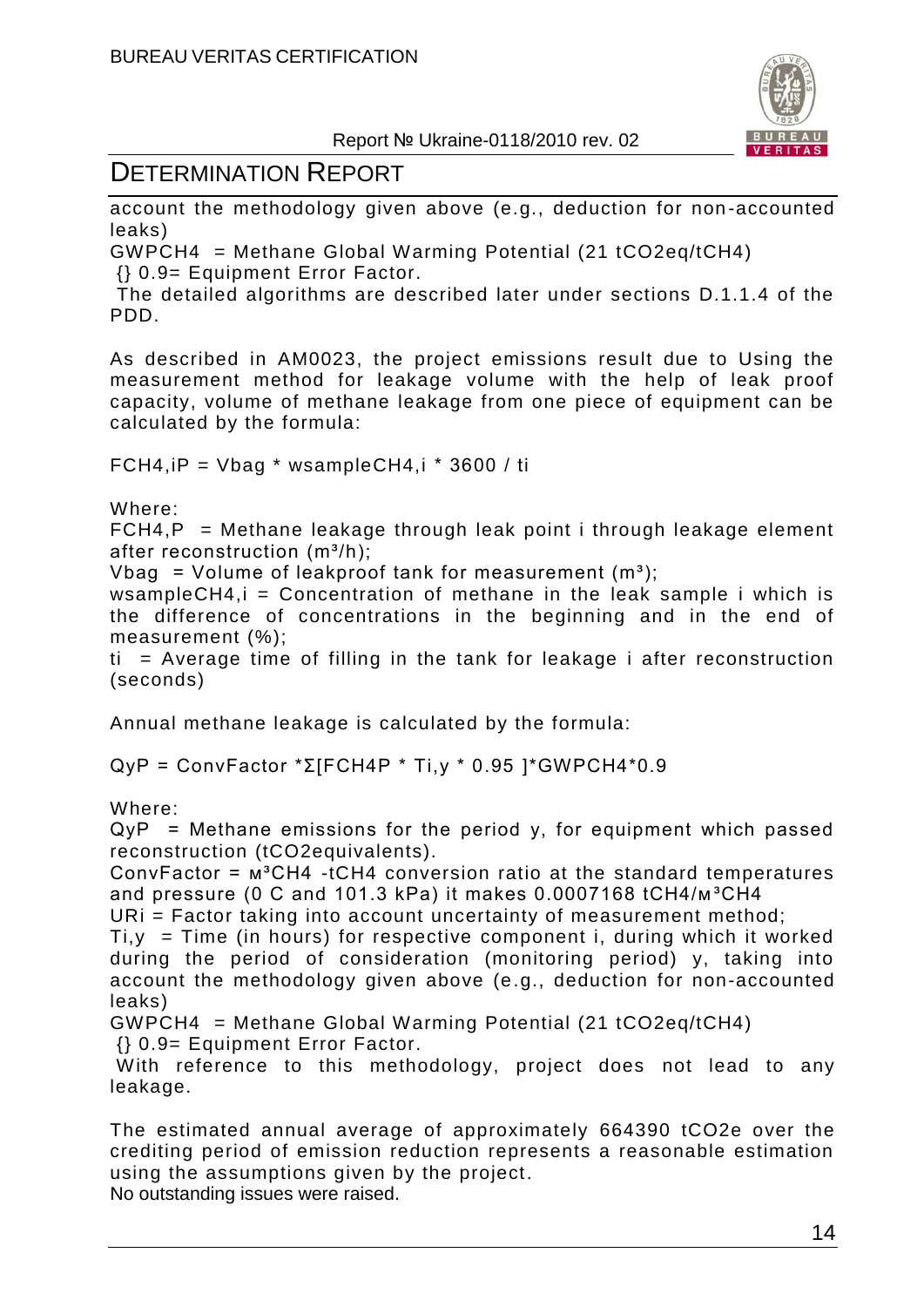account the methodology given above (e.g., deduction for non-accounted leaks)

$GWP_{CH4}$ = Methane Global Warming Potential (21 $tCO_2eq/tCH_4$)

{} 0.9= Equipment Error Factor.

The detailed algorithms are described later under sections D.1.1.4 of the PDD.

As described in AM0023, the project emissions result due to Using the measurement method for leakage volume with the help of leak proof capacity, volume of methane leakage from one piece of equipment can be calculated by the formula:

$$F_{CH4,iP} = V_{bag} * w_{sampleCH4,i} * 3600 / t_i$$

Where:

$F_{CH4,P}$ = Methane leakage through leak point i through leakage element after reconstruction ($m^3/h$);

$V_{bag}$ = Volume of leakproof tank for measurement ($m^3$);

$w_{sampleCH4,i}$ = Concentration of methane in the leak sample i which is the difference of concentrations in the beginning and in the end of measurement (%);

$t_i$ = Average time of filling in the tank for leakage i after reconstruction (seconds)

Annual methane leakage is calculated by the formula:

$$Q_{yP} = ConvFactor * \Sigma[F_{CH4P} * T_{i,y} * 0.95] * GWP_{CH4} * 0.9$$

Where:

$Q_{yP}$ = Methane emissions for the period y, for equipment which passed reconstruction ($tCO_2$equivalents).

ConvFactor = м³$CH_4$ -t$CH_4$ conversion ratio at the standard temperatures and pressure (0 C and 101.3 kPa) it makes 0.0007168 t$CH_4$/м³$CH_4$

$UR_i$ = Factor taking into account uncertainty of measurement method;

$T_{i,y}$ = Time (in hours) for respective component i, during which it worked during the period of consideration (monitoring period) y, taking into account the methodology given above (e.g., deduction for non-accounted leaks)

$GWP_{CH4}$ = Methane Global Warming Potential (21 $tCO_2eq/tCH_4$)

{} 0.9= Equipment Error Factor.

With reference to this methodology, project does not lead to any leakage.

The estimated annual average of approximately 664390 $tCO_2e$ over the crediting period of emission reduction represents a reasonable estimation using the assumptions given by the project.

No outstanding issues were raised.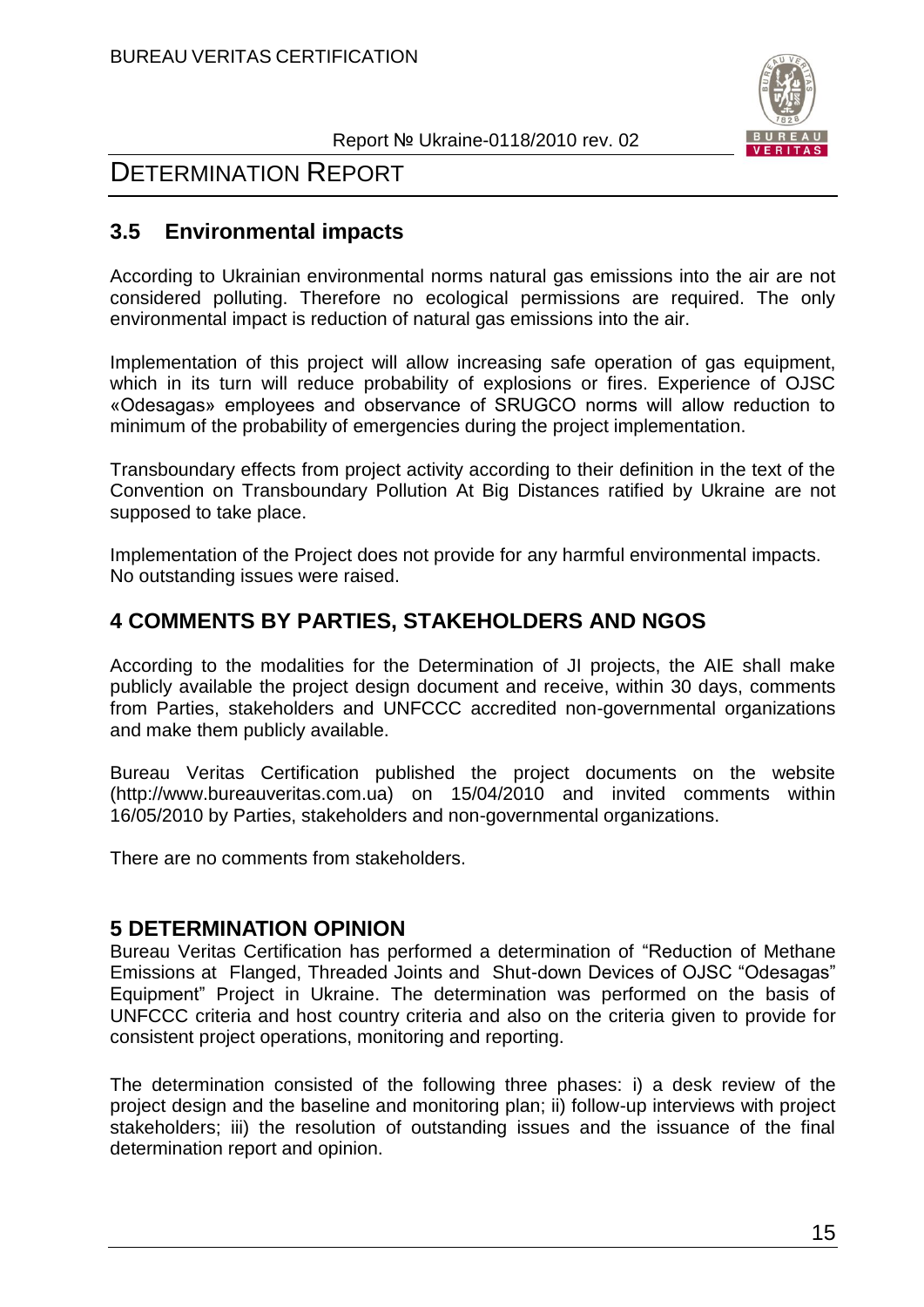## 3.5 Environmental impacts

According to Ukrainian environmental norms natural gas emissions into the air are not considered polluting. Therefore no ecological permissions are required. The only environmental impact is reduction of natural gas emissions into the air.

Implementation of this project will allow increasing safe operation of gas equipment, which in its turn will reduce probability of explosions or fires. Experience of OJSC «Odesagas» employees and observance of SRUGCO norms will allow reduction to minimum of the probability of emergencies during the project implementation.

Transboundary effects from project activity according to their definition in the text of the Convention on Transboundary Pollution At Big Distances ratified by Ukraine are not supposed to take place.

Implementation of the Project does not provide for any harmful environmental impacts.
No outstanding issues were raised.

# 4 COMMENTS BY PARTIES, STAKEHOLDERS AND NGOS

According to the modalities for the Determination of JI projects, the AIE shall make publicly available the project design document and receive, within 30 days, comments from Parties, stakeholders and UNFCCC accredited non-governmental organizations and make them publicly available.

Bureau Veritas Certification published the project documents on the website (http://www.bureauveritas.com.ua) on 15/04/2010 and invited comments within 16/05/2010 by Parties, stakeholders and non-governmental organizations.

There are no comments from stakeholders.

# 5 DETERMINATION OPINION

Bureau Veritas Certification has performed a determination of "Reduction of Methane Emissions at Flanged, Threaded Joints and Shut-down Devices of OJSC "Odesagas" Equipment" Project in Ukraine. The determination was performed on the basis of UNFCCC criteria and host country criteria and also on the criteria given to provide for consistent project operations, monitoring and reporting.

The determination consisted of the following three phases: i) a desk review of the project design and the baseline and monitoring plan; ii) follow-up interviews with project stakeholders; iii) the resolution of outstanding issues and the issuance of the final determination report and opinion.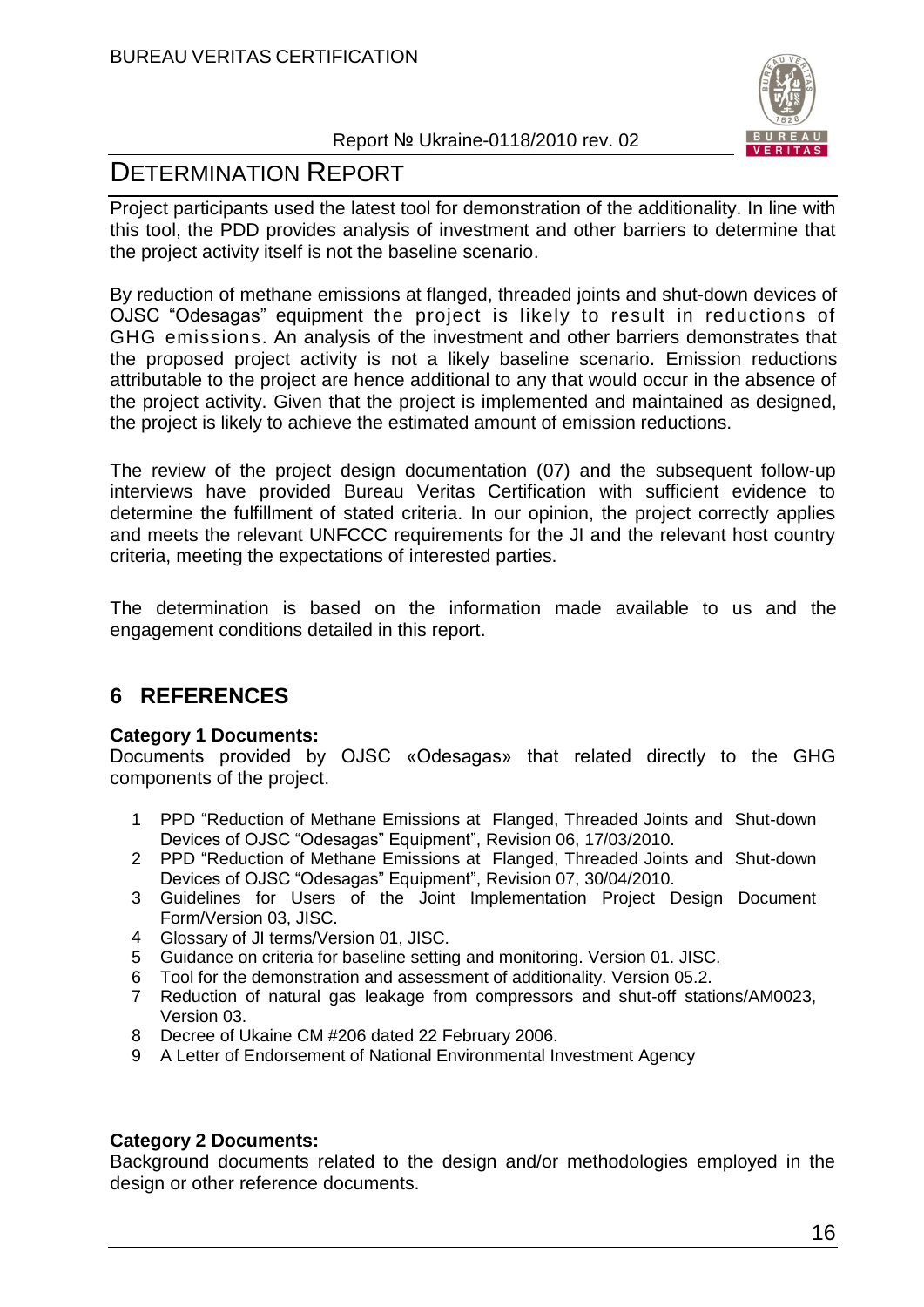Project participants used the latest tool for demonstration of the additionality. In line with this tool, the PDD provides analysis of investment and other barriers to determine that the project activity itself is not the baseline scenario.

By reduction of methane emissions at flanged, threaded joints and shut-down devices of OJSC "Odesagas" equipment the project is likely to result in reductions of GHG emissions. An analysis of the investment and other barriers demonstrates that the proposed project activity is not a likely baseline scenario. Emission reductions attributable to the project are hence additional to any that would occur in the absence of the project activity. Given that the project is implemented and maintained as designed, the project is likely to achieve the estimated amount of emission reductions.

The review of the project design documentation (07) and the subsequent follow-up interviews have provided Bureau Veritas Certification with sufficient evidence to determine the fulfillment of stated criteria. In our opinion, the project correctly applies and meets the relevant UNFCCC requirements for the JI and the relevant host country criteria, meeting the expectations of interested parties.

The determination is based on the information made available to us and the engagement conditions detailed in this report.

## 6 REFERENCES

**Category 1 Documents:**
Documents provided by OJSC «Odesagas» that related directly to the GHG components of the project.

1. PPD "Reduction of Methane Emissions at Flanged, Threaded Joints and Shut-down Devices of OJSC "Odesagas" Equipment", Revision 06, 17/03/2010.
2. PPD "Reduction of Methane Emissions at Flanged, Threaded Joints and Shut-down Devices of OJSC "Odesagas" Equipment", Revision 07, 30/04/2010.
3. Guidelines for Users of the Joint Implementation Project Design Document Form/Version 03, JISC.
4. Glossary of JI terms/Version 01, JISC.
5. Guidance on criteria for baseline setting and monitoring. Version 01. JISC.
6. Tool for the demonstration and assessment of additionality. Version 05.2.
7. Reduction of natural gas leakage from compressors and shut-off stations/AM0023, Version 03.
8. Decree of Ukaine CM #206 dated 22 February 2006.
9. A Letter of Endorsement of National Environmental Investment Agency

**Category 2 Documents:**
Background documents related to the design and/or methodologies employed in the design or other reference documents.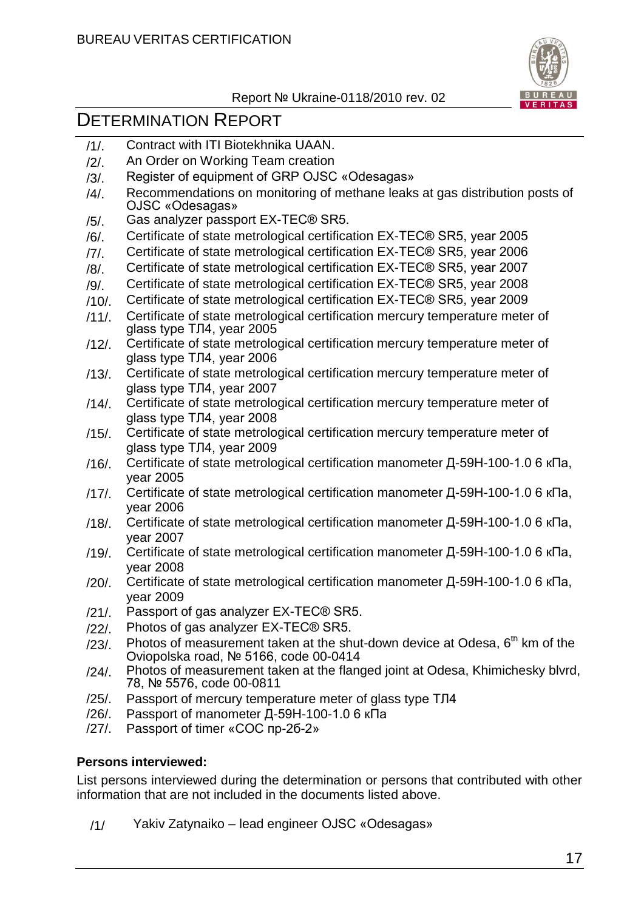/1/. Contract with ITI Biotekhnika UAAN.
/2/. An Order on Working Team creation
/3/. Register of equipment of GRP OJSC «Odesagas»
/4/. Recommendations on monitoring of methane leaks at gas distribution posts of OJSC «Odesagas»
/5/. Gas analyzer passport EX-TEC® SR5.
/6/. Certificate of state metrological certification EX-TEC® SR5, year 2005
/7/. Certificate of state metrological certification EX-TEC® SR5, year 2006
/8/. Certificate of state metrological certification EX-TEC® SR5, year 2007
/9/. Certificate of state metrological certification EX-TEC® SR5, year 2008
/10/. Certificate of state metrological certification EX-TEC® SR5, year 2009
/11/. Certificate of state metrological certification mercury temperature meter of glass type ТЛ4, year 2005
/12/. Certificate of state metrological certification mercury temperature meter of glass type ТЛ4, year 2006
/13/. Certificate of state metrological certification mercury temperature meter of glass type ТЛ4, year 2007
/14/. Certificate of state metrological certification mercury temperature meter of glass type ТЛ4, year 2008
/15/. Certificate of state metrological certification mercury temperature meter of glass type ТЛ4, year 2009
/16/. Certificate of state metrological certification manometer Д-59Н-100-1.0 6 кПа, year 2005
/17/. Certificate of state metrological certification manometer Д-59Н-100-1.0 6 кПа, year 2006
/18/. Certificate of state metrological certification manometer Д-59Н-100-1.0 6 кПа, year 2007
/19/. Certificate of state metrological certification manometer Д-59Н-100-1.0 6 кПа, year 2008
/20/. Certificate of state metrological certification manometer Д-59Н-100-1.0 6 кПа, year 2009
/21/. Passport of gas analyzer EX-TEC® SR5.
/22/. Photos of gas analyzer EX-TEC® SR5.
/23/. Photos of measurement taken at the shut-down device at Odesa, 6th km of the Oviopolska road, № 5166, code 00-0414
/24/. Photos of measurement taken at the flanged joint at Odesa, Khimichesky blvrd, 78, № 5576, code 00-0811
/25/. Passport of mercury temperature meter of glass type ТЛ4
/26/. Passport of manometer Д-59Н-100-1.0 6 кПа
/27/. Passport of timer «СОС пр-2б-2»

**Persons interviewed:**

List persons interviewed during the determination or persons that contributed with other information that are not included in the documents listed above.

/1/ Yakiv Zatynaiko – lead engineer OJSC «Odesagas»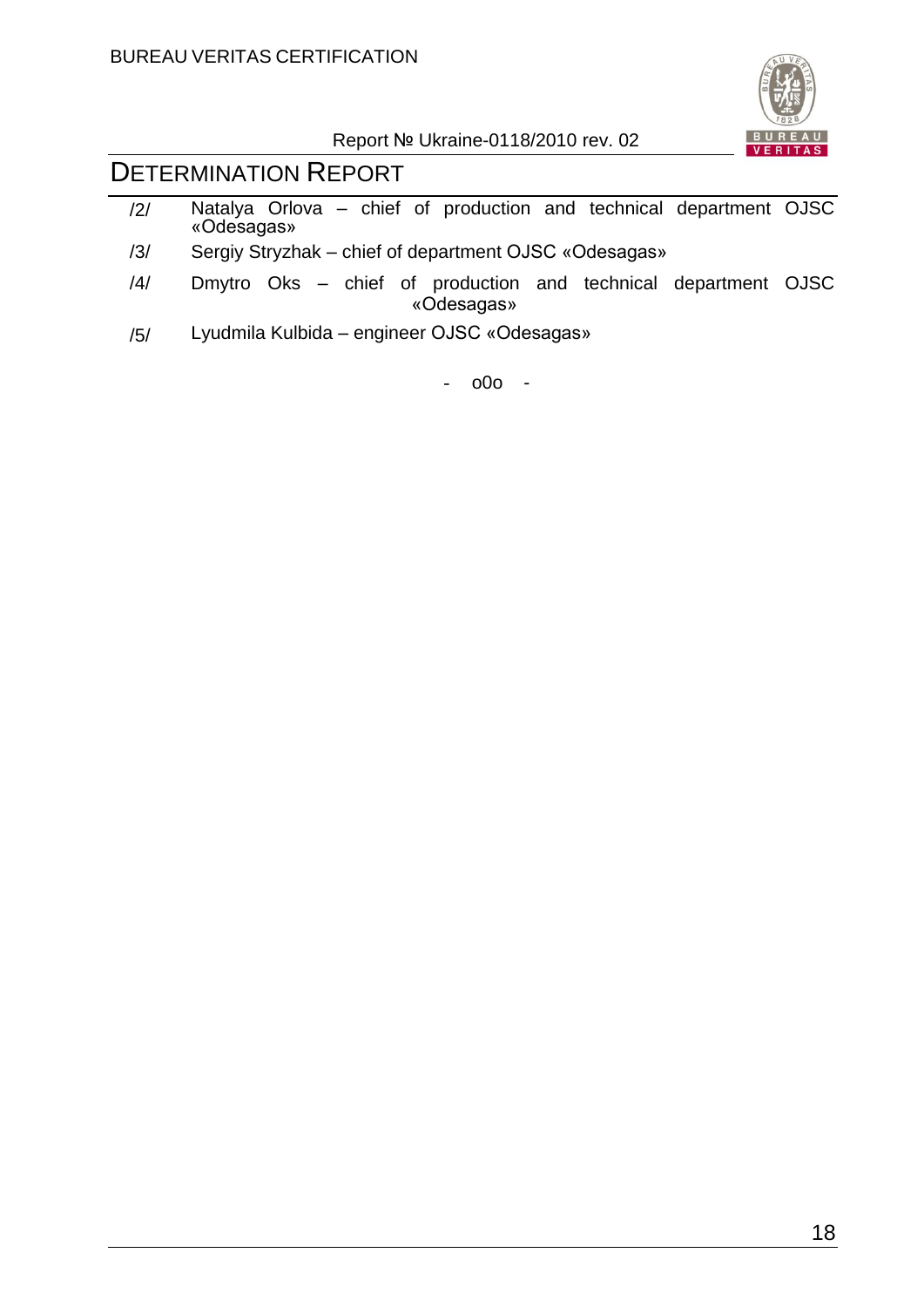/2/ Natalya Orlova – chief of production and technical department OJSC «Odesagas»

/3/ Sergiy Stryzhak – chief of department OJSC «Odesagas»

/4/ Dmytro Oks – chief of production and technical department OJSC «Odesagas»

/5/ Lyudmila Kulbida – engineer OJSC «Odesagas»

- o0o -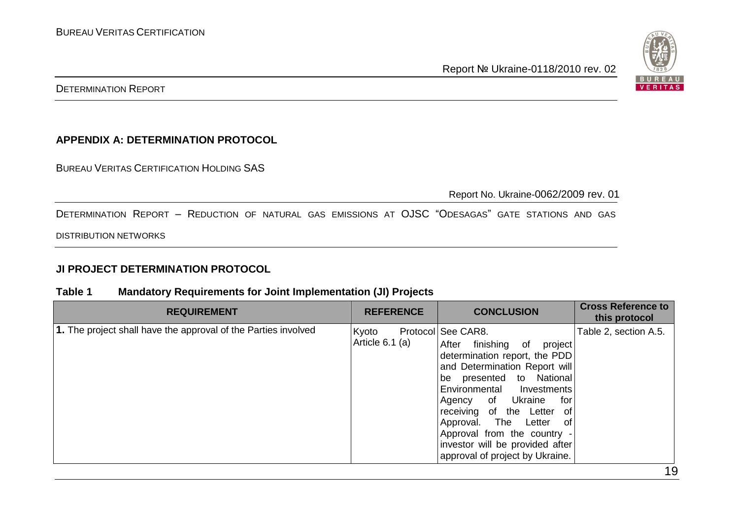## APPENDIX A: DETERMINATION PROTOCOL

BUREAU VERITAS CERTIFICATION HOLDING SAS

Report No. Ukraine-0062/2009 rev. 01

DETERMINATION REPORT – REDUCTION OF NATURAL GAS EMISSIONS AT OJSC "ODESAGAS" GATE STATIONS AND GAS DISTRIBUTION NETWORKS

### JI PROJECT DETERMINATION PROTOCOL

**Table 1 Mandatory Requirements for Joint Implementation (JI) Projects**

| REQUIREMENT | REFERENCE | CONCLUSION | Cross Reference to this protocol |
|---|---|---|---|
| **1.** The project shall have the approval of the Parties involved | Kyoto Protocol Article 6.1 (a) | See CAR8.<br>After finishing of project determination report, the PDD and Determination Report will be presented to National Environmental Investments Agency of Ukraine for receiving of the Letter of Approval. The Letter of Approval from the country - investor will be provided after approval of project by Ukraine. | Table 2, section A.5. |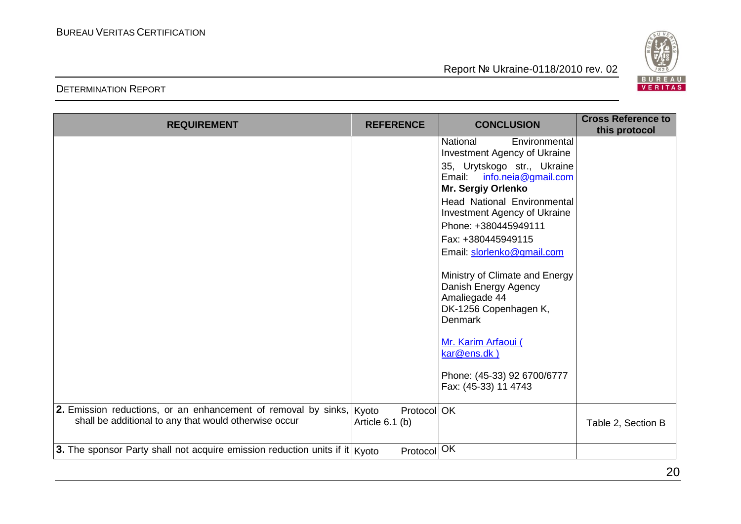| REQUIREMENT | REFERENCE | CONCLUSION | Cross Reference to this protocol |
|---|---|---|---|
| | | National Environmental Investment Agency of Ukraine<br>35, Urytskogo str., Ukraine<br>Email: info.neia@gmail.com<br>**Mr. Sergiy Orlenko**<br>Head National Environmental Investment Agency of Ukraine<br>Phone: +380445949111<br>Fax: +380445949115<br>Email: slorlenko@gmail.com<br><br>Ministry of Climate and Energy<br>Danish Energy Agency<br>Amaliegade 44<br>DK-1256 Copenhagen K, Denmark<br><br>Mr. Karim Arfaoui ( kar@ens.dk )<br><br>Phone: (45-33) 92 6700/6777<br>Fax: (45-33) 11 4743 | |
| **2.** Emission reductions, or an enhancement of removal by sinks, shall be additional to any that would otherwise occur | Kyoto Protocol Article 6.1 (b) | OK | Table 2, Section B |
| **3.** The sponsor Party shall not acquire emission reduction units if it | Kyoto Protocol | OK | |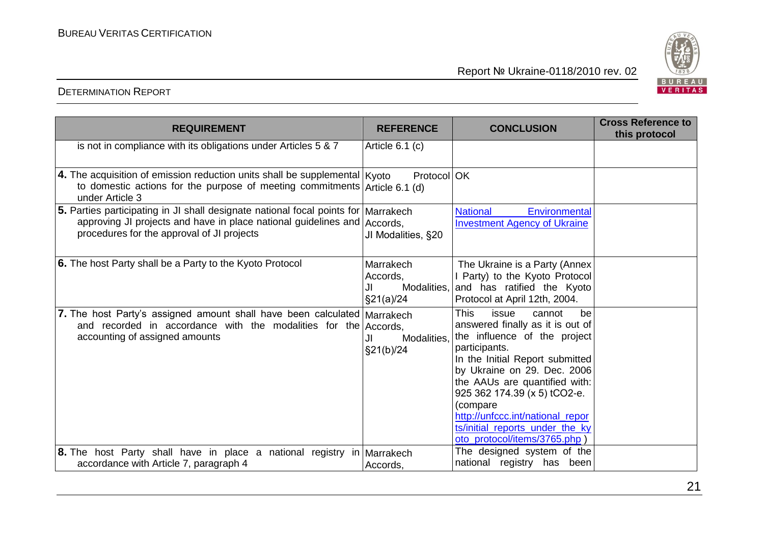| REQUIREMENT | REFERENCE | CONCLUSION | Cross Reference to this protocol |
|---|---|---|---|
| is not in compliance with its obligations under Articles 5 & 7 | Article 6.1 (c) | | |
| **4.** The acquisition of emission reduction units shall be supplemental to domestic actions for the purpose of meeting commitments under Article 3 | Kyoto Protocol Article 6.1 (d) | OK | |
| **5.** Parties participating in JI shall designate national focal points for approving JI projects and have in place national guidelines and procedures for the approval of JI projects | Marrakech Accords, JI Modalities, §20 | [National Environmental Investment Agency of Ukraine] | |
| **6.** The host Party shall be a Party to the Kyoto Protocol | Marrakech Accords, JI Modalities, §21(a)/24 | The Ukraine is a Party (Annex I Party) to the Kyoto Protocol and has ratified the Kyoto Protocol at April 12th, 2004. | |
| **7.** The host Party's assigned amount shall have been calculated and recorded in accordance with the modalities for the accounting of assigned amounts | Marrakech Accords, JI Modalities, §21(b)/24 | This issue cannot be answered finally as it is out of the influence of the project participants. In the Initial Report submitted by Ukraine on 29. Dec. 2006 the AAUs are quantified with: 925 362 174.39 (x 5) tCO2-e. (compare http://unfccc.int/national_reports/initial_reports_under_the_kyoto_protocol/items/3765.php ) | |
| **8.** The host Party shall have in place a national registry in accordance with Article 7, paragraph 4 | Marrakech Accords, | The designed system of the national registry has been | |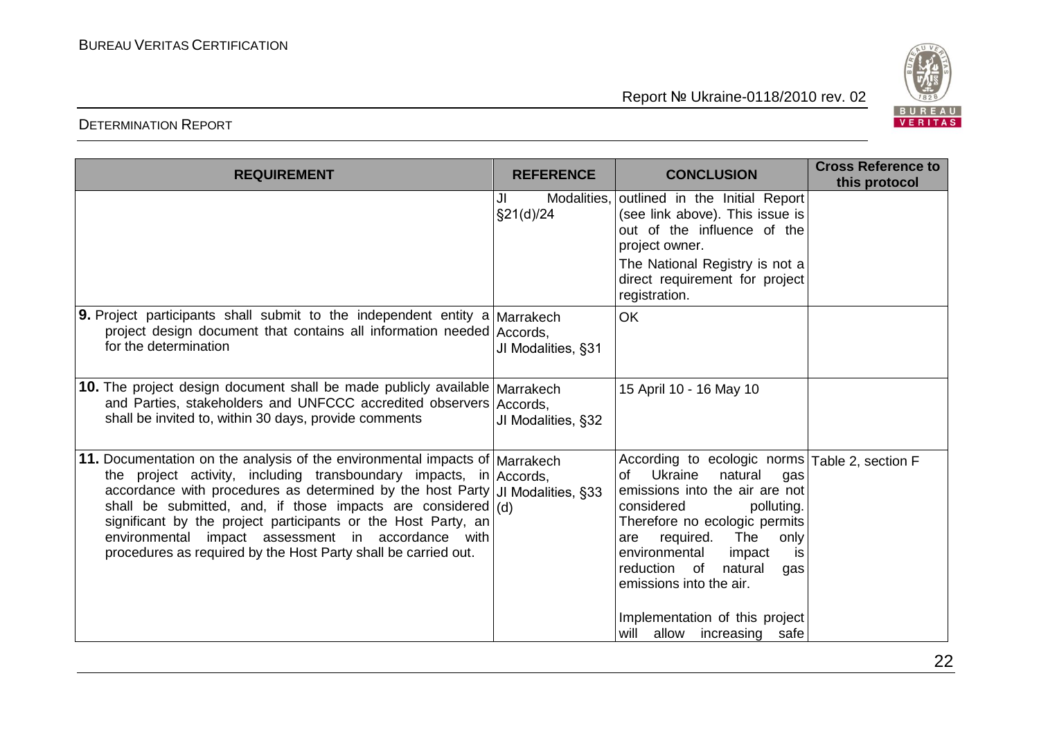| REQUIREMENT | REFERENCE | CONCLUSION | Cross Reference to this protocol |
|---|---|---|---|
| | JI Modalities, §21(d)/24 | outlined in the Initial Report (see link above). This issue is out of the influence of the project owner.<br><br>The National Registry is not a direct requirement for project registration. | |
| **9.** Project participants shall submit to the independent entity a project design document that contains all information needed for the determination | Marrakech Accords, JI Modalities, §31 | OK | |
| **10.** The project design document shall be made publicly available and Parties, stakeholders and UNFCCC accredited observers shall be invited to, within 30 days, provide comments | Marrakech Accords, JI Modalities, §32 | 15 April 10 - 16 May 10 | |
| **11.** Documentation on the analysis of the environmental impacts of the project activity, including transboundary impacts, in accordance with procedures as determined by the host Party shall be submitted, and, if those impacts are considered significant by the project participants or the Host Party, an environmental impact assessment in accordance with procedures as required by the Host Party shall be carried out. | Marrakech Accords, JI Modalities, §33 (d) | According to ecologic norms of Ukraine natural gas emissions into the air are not considered polluting. Therefore no ecologic permits are required. The only environmental impact is reduction of natural gas emissions into the air.<br><br>Implementation of this project will allow increasing safe | Table 2, section F |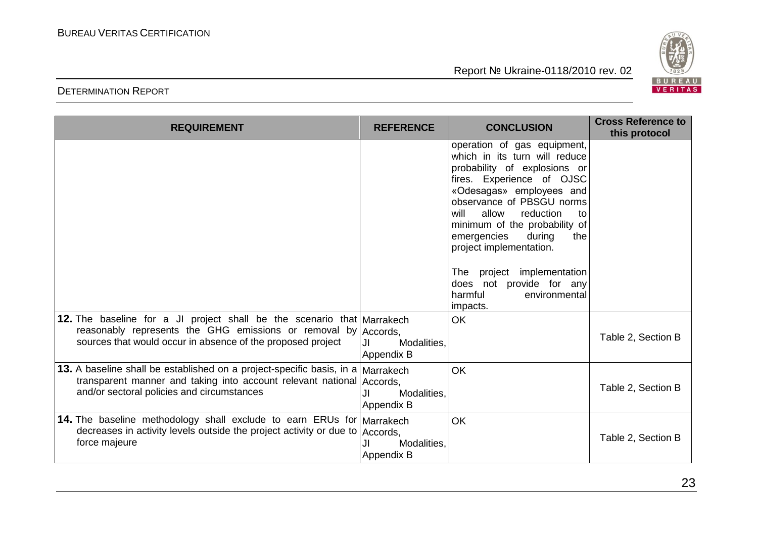| REQUIREMENT | REFERENCE | CONCLUSION | Cross Reference to this protocol |
|---|---|---|---|
| | | operation of gas equipment, which in its turn will reduce probability of explosions or fires. Experience of OJSC «Odesagas» employees and observance of PBSGU norms will allow reduction to minimum of the probability of emergencies during the project implementation.<br><br>The project implementation does not provide for any harmful environmental impacts. | |
| **12.** The baseline for a JI project shall be the scenario that reasonably represents the GHG emissions or removal by sources that would occur in absence of the proposed project | Marrakech Accords, JI Modalities, Appendix B | OK | Table 2, Section B |
| **13.** A baseline shall be established on a project-specific basis, in a transparent manner and taking into account relevant national and/or sectoral policies and circumstances | Marrakech Accords, JI Modalities, Appendix B | OK | Table 2, Section B |
| **14.** The baseline methodology shall exclude to earn ERUs for decreases in activity levels outside the project activity or due to force majeure | Marrakech Accords, JI Modalities, Appendix B | OK | Table 2, Section B |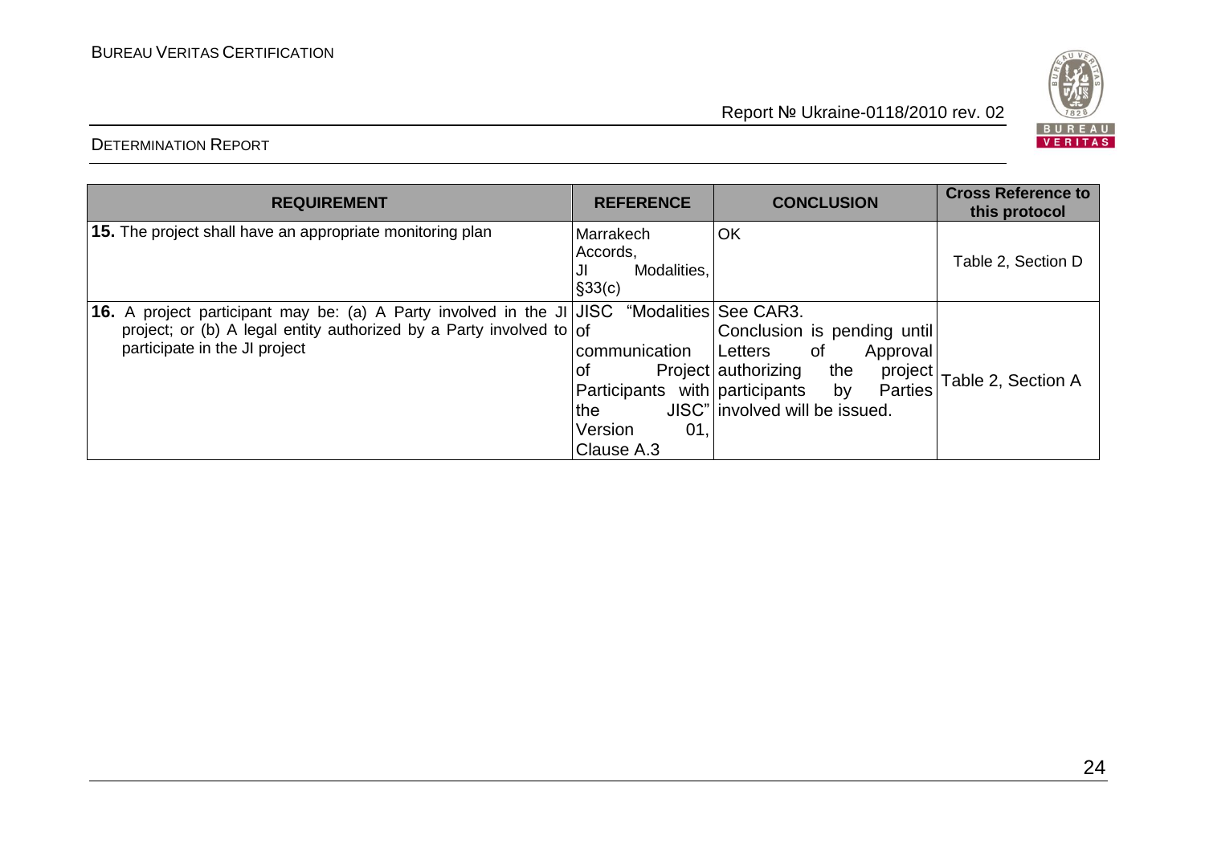| REQUIREMENT | REFERENCE | CONCLUSION | Cross Reference to this protocol |
|---|---|---|---|
| **15.** The project shall have an appropriate monitoring plan | Marrakech Accords, JI Modalities, §33(c) | OK | Table 2, Section D |
| **16.** A project participant may be: (a) A Party involved in the JI project; or (b) A legal entity authorized by a Party involved to participate in the JI project | JISC "Modalities of communication of Project Participants with the JISC" Version 01, Clause A.3 | See CAR3. Conclusion is pending until Letters of Approval authorizing the project participants by Parties involved will be issued. | Table 2, Section A |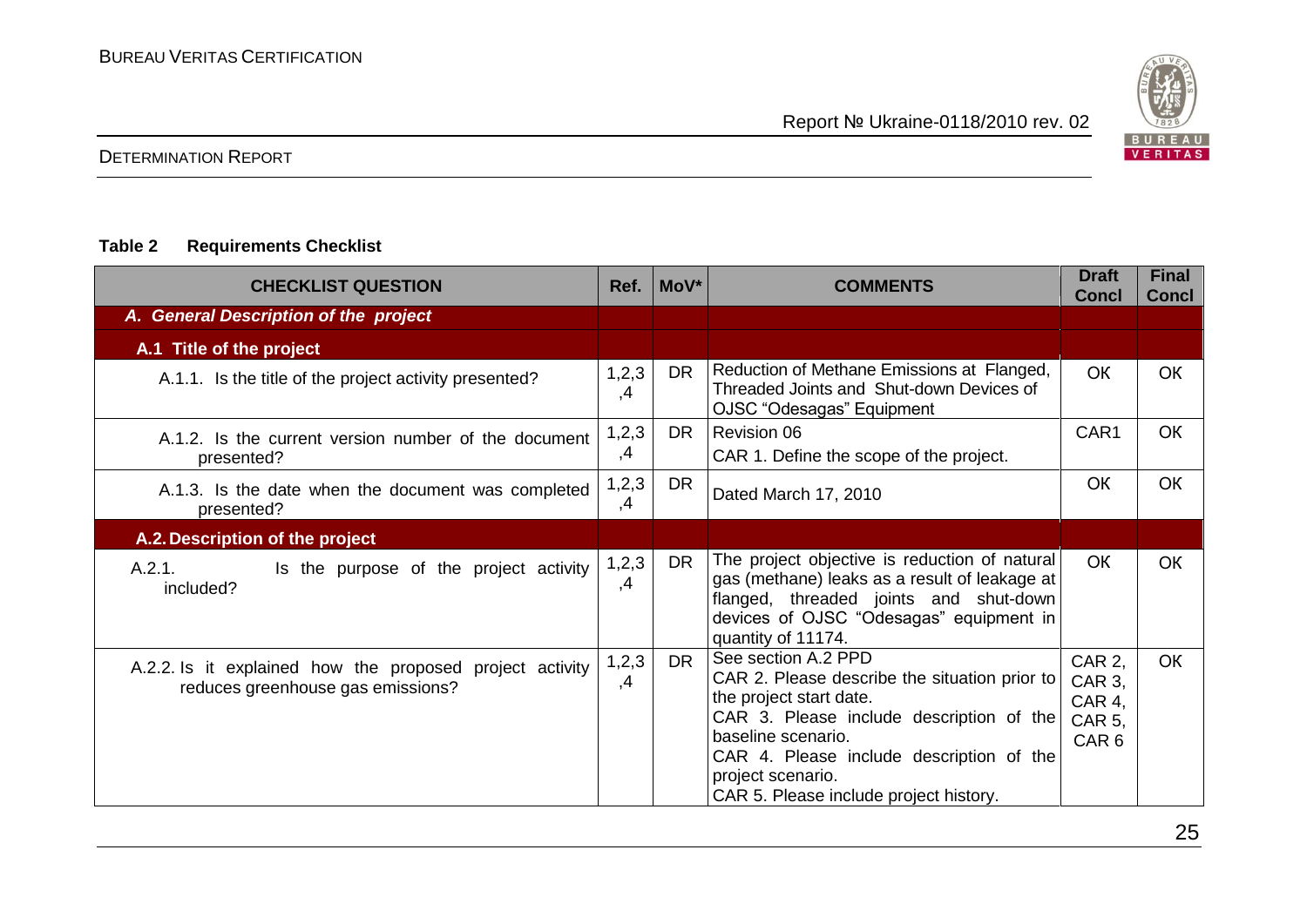**Table 2 Requirements Checklist**

| CHECKLIST QUESTION | Ref. | MoV* | COMMENTS | Draft Concl | Final Concl |
|---|---|---|---|---|---|
| ***A. General Description of the project*** | | | | | |
| **A.1 Title of the project** | | | | | |
| A.1.1. Is the title of the project activity presented? | 1,2,3,4 | DR | Reduction of Methane Emissions at Flanged, Threaded Joints and Shut-down Devices of OJSC "Odesagas" Equipment | OK | OK |
| A.1.2. Is the current version number of the document presented? | 1,2,3,4 | DR | Revision 06<br>CAR 1. Define the scope of the project. | CAR1 | OK |
| A.1.3. Is the date when the document was completed presented? | 1,2,3,4 | DR | Dated March 17, 2010 | OK | OK |
| **A.2. Description of the project** | | | | | |
| A.2.1. Is the purpose of the project activity included? | 1,2,3,4 | DR | The project objective is reduction of natural gas (methane) leaks as a result of leakage at flanged, threaded joints and shut-down devices of OJSC "Odesagas" equipment in quantity of 11174. | OK | OK |
| A.2.2. Is it explained how the proposed project activity reduces greenhouse gas emissions? | 1,2,3,4 | DR | See section A.2 PPD<br>CAR 2. Please describe the situation prior to the project start date.<br>CAR 3. Please include description of the baseline scenario.<br>CAR 4. Please include description of the project scenario.<br>CAR 5. Please include project history. | CAR 2, CAR 3, CAR 4, CAR 5, CAR 6 | OK |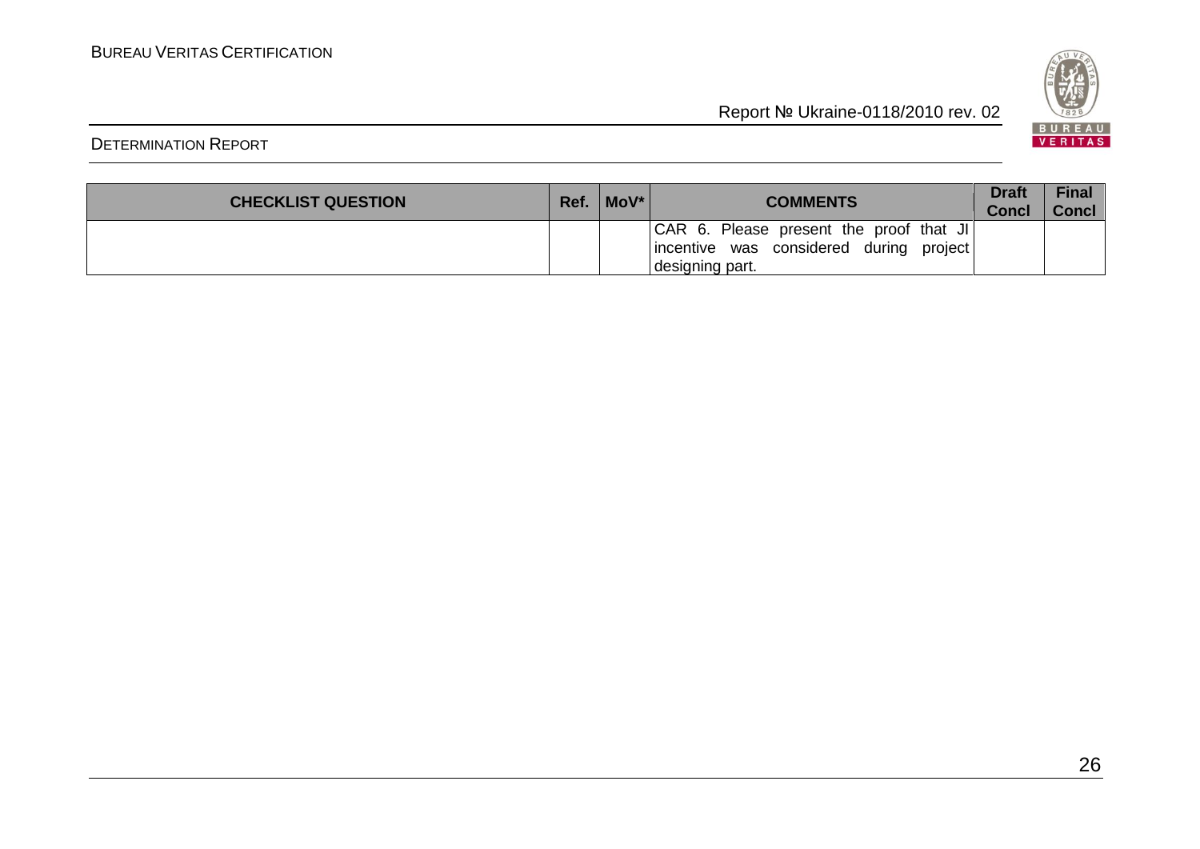| CHECKLIST QUESTION | Ref. | MoV* | COMMENTS | Draft Concl | Final Concl |
|---|---|---|---|---|---|
| | | | CAR 6. Please present the proof that JI incentive was considered during project designing part. | | |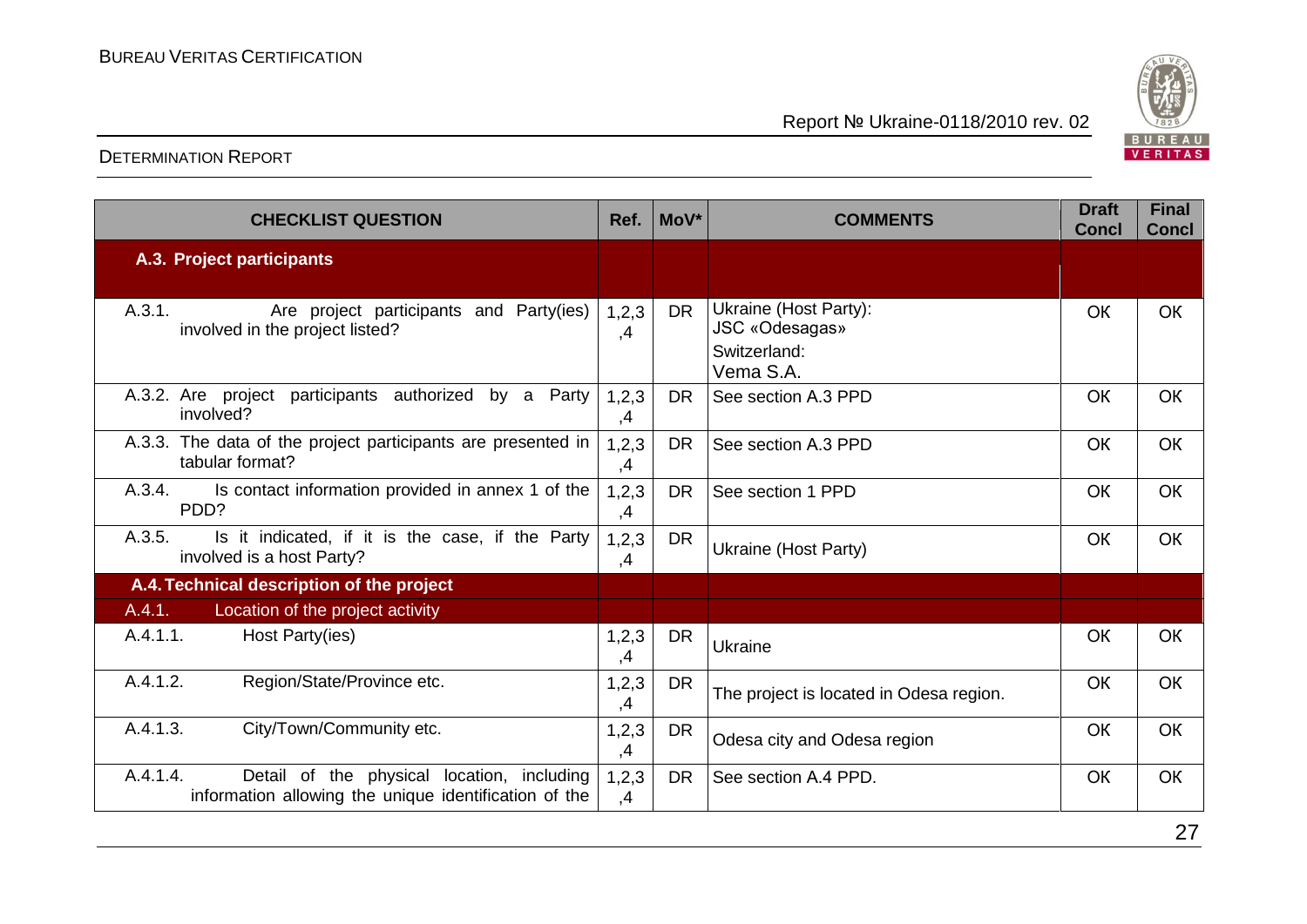| CHECKLIST QUESTION | Ref. | MoV* | COMMENTS | Draft Concl | Final Concl |
|---|---|---|---|---|---|
| **A.3. Project participants** | | | | | |
| A.3.1. Are project participants and Party(ies) involved in the project listed? | 1,2,3,4 | DR | Ukraine (Host Party): JSC «Odesagas» Switzerland: Vema S.A. | OK | OK |
| A.3.2. Are project participants authorized by a Party involved? | 1,2,3,4 | DR | See section A.3 PPD | OK | OK |
| A.3.3. The data of the project participants are presented in tabular format? | 1,2,3,4 | DR | See section A.3 PPD | OK | OK |
| A.3.4. Is contact information provided in annex 1 of the PDD? | 1,2,3,4 | DR | See section 1 PPD | OK | OK |
| A.3.5. Is it indicated, if it is the case, if the Party involved is a host Party? | 1,2,3,4 | DR | Ukraine (Host Party) | OK | OK |
| **A.4. Technical description of the project** | | | | | |
| A.4.1. Location of the project activity | | | | | |
| A.4.1.1. Host Party(ies) | 1,2,3,4 | DR | Ukraine | OK | OK |
| A.4.1.2. Region/State/Province etc. | 1,2,3,4 | DR | The project is located in Odesa region. | OK | OK |
| A.4.1.3. City/Town/Community etc. | 1,2,3,4 | DR | Odesa city and Odesa region | OK | OK |
| A.4.1.4. Detail of the physical location, including information allowing the unique identification of the | 1,2,3,4 | DR | See section A.4 PPD. | OK | OK |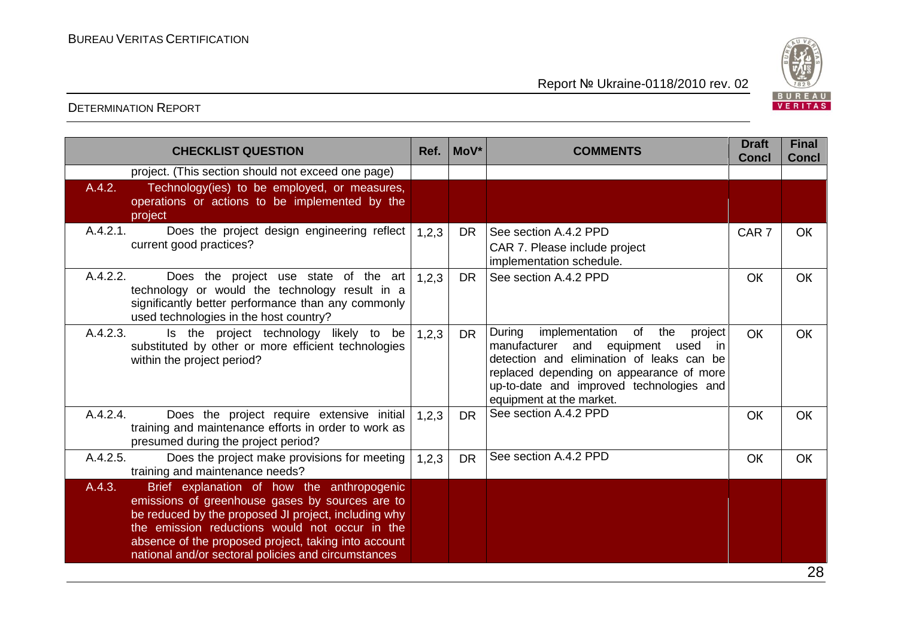| CHECKLIST QUESTION | Ref. | MoV* | COMMENTS | Draft Concl | Final Concl |
|---|---|---|---|---|---|
| project. (This section should not exceed one page) | | | | | |
| A.4.2. Technology(ies) to be employed, or measures, operations or actions to be implemented by the project | | | | | |
| A.4.2.1. Does the project design engineering reflect current good practices? | 1,2,3 | DR | See section A.4.2 PPD<br>CAR 7. Please include project implementation schedule. | CAR 7 | OK |
| A.4.2.2. Does the project use state of the art technology or would the technology result in a significantly better performance than any commonly used technologies in the host country? | 1,2,3 | DR | See section A.4.2 PPD | OK | OK |
| A.4.2.3. Is the project technology likely to be substituted by other or more efficient technologies within the project period? | 1,2,3 | DR | During implementation of the project manufacturer and equipment used in detection and elimination of leaks can be replaced depending on appearance of more up-to-date and improved technologies and equipment at the market. | OK | OK |
| A.4.2.4. Does the project require extensive initial training and maintenance efforts in order to work as presumed during the project period? | 1,2,3 | DR | See section A.4.2 PPD | OK | OK |
| A.4.2.5. Does the project make provisions for meeting training and maintenance needs? | 1,2,3 | DR | See section A.4.2 PPD | OK | OK |
| A.4.3. Brief explanation of how the anthropogenic emissions of greenhouse gases by sources are to be reduced by the proposed JI project, including why the emission reductions would not occur in the absence of the proposed project, taking into account national and/or sectoral policies and circumstances | | | | | |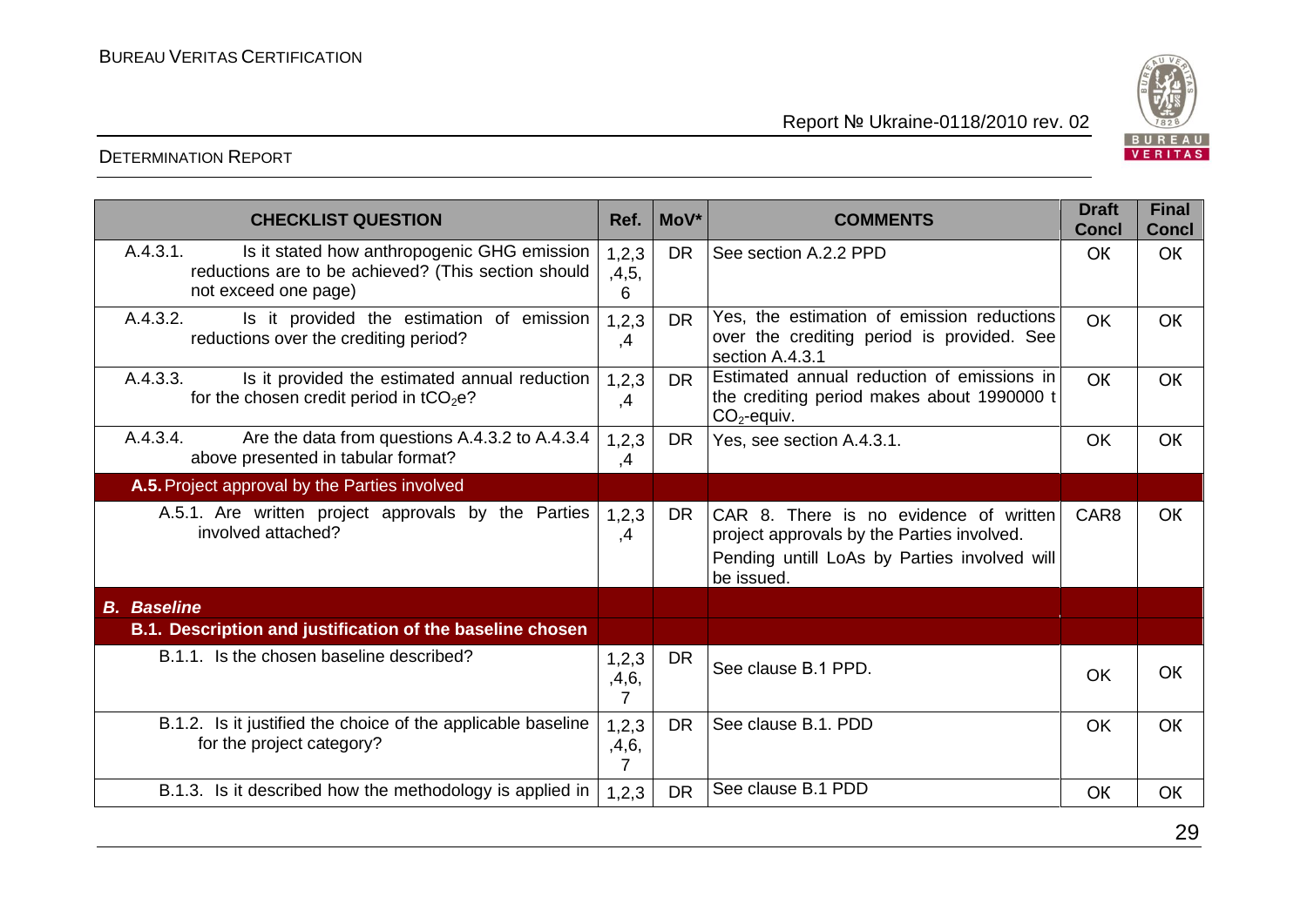| CHECKLIST QUESTION | Ref. | MoV* | COMMENTS | Draft Concl | Final Concl |
|---|---|---|---|---|---|
| A.4.3.1. Is it stated how anthropogenic GHG emission reductions are to be achieved? (This section should not exceed one page) | 1,2,3,4,5,6 | DR | See section A.2.2 PPD | OK | OK |
| A.4.3.2. Is it provided the estimation of emission reductions over the crediting period? | 1,2,3,4 | DR | Yes, the estimation of emission reductions over the crediting period is provided. See section A.4.3.1 | OK | OK |
| A.4.3.3. Is it provided the estimated annual reduction for the chosen credit period in $tCO_2e$? | 1,2,3,4 | DR | Estimated annual reduction of emissions in the crediting period makes about 1990000 t $CO_2$-equiv. | OK | OK |
| A.4.3.4. Are the data from questions A.4.3.2 to A.4.3.4 above presented in tabular format? | 1,2,3,4 | DR | Yes, see section A.4.3.1. | OK | OK |
| **A.5.** Project approval by the Parties involved | | | | | |
| A.5.1. Are written project approvals by the Parties involved attached? | 1,2,3,4 | DR | CAR 8. There is no evidence of written project approvals by the Parties involved. Pending untill LoAs by Parties involved will be issued. | CAR8 | OK |
| ***B. Baseline*** | | | | | |
| **B.1. Description and justification of the baseline chosen** | | | | | |
| B.1.1. Is the chosen baseline described? | 1,2,3,4,6,7 | DR | See clause B.1 PPD. | OK | OK |
| B.1.2. Is it justified the choice of the applicable baseline for the project category? | 1,2,3,4,6,7 | DR | See clause B.1. PDD | OK | OK |
| B.1.3. Is it described how the methodology is applied in | 1,2,3 | DR | See clause B.1 PDD | OK | OK |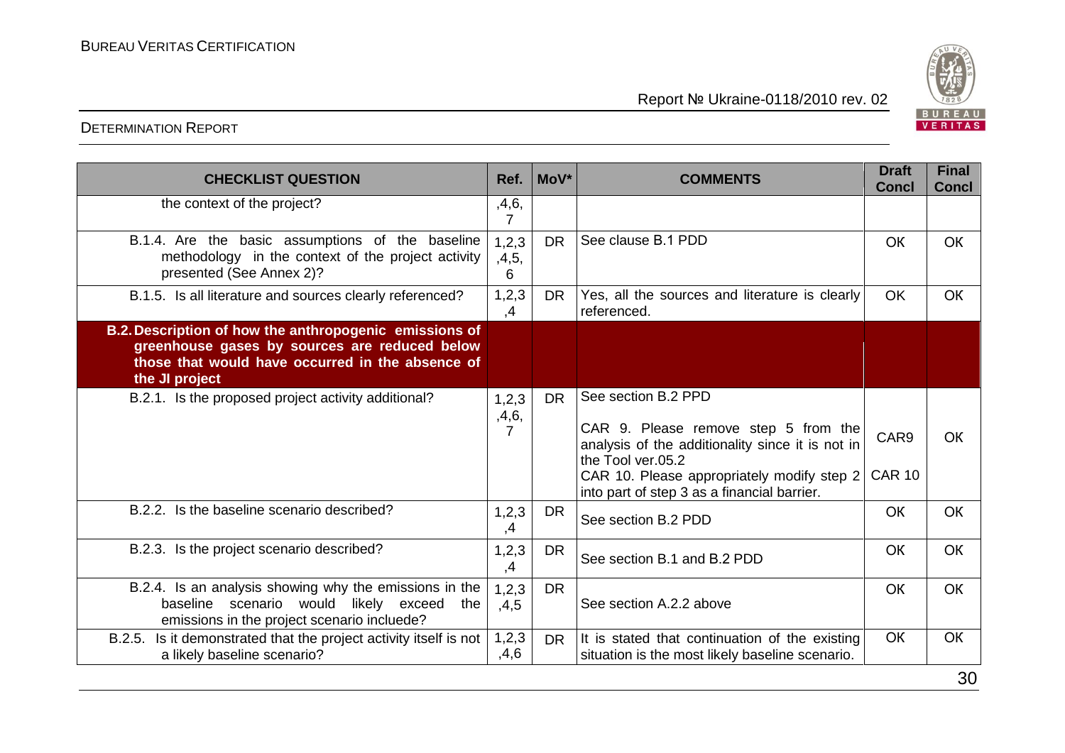| CHECKLIST QUESTION | Ref. | MoV* | COMMENTS | Draft Concl | Final Concl |
|---|---|---|---|---|---|
| the context of the project? | ,4,6, 7 | | | | |
| B.1.4. Are the basic assumptions of the baseline methodology in the context of the project activity presented (See Annex 2)? | 1,2,3 ,4,5, 6 | DR | See clause B.1 PDD | OK | OK |
| B.1.5. Is all literature and sources clearly referenced? | 1,2,3 ,4 | DR | Yes, all the sources and literature is clearly referenced. | OK | OK |
| **B.2. Description of how the anthropogenic emissions of greenhouse gases by sources are reduced below those that would have occurred in the absence of the JI project** | | | | | |
| B.2.1. Is the proposed project activity additional? | 1,2,3 ,4,6, 7 | DR | See section B.2 PPD<br><br>CAR 9. Please remove step 5 from the analysis of the additionality since it is not in the Tool ver.05.2<br>CAR 10. Please appropriately modify step 2 into part of step 3 as a financial barrier. | CAR9<br><br>CAR 10 | OK |
| B.2.2. Is the baseline scenario described? | 1,2,3 ,4 | DR | See section B.2 PDD | OK | OK |
| B.2.3. Is the project scenario described? | 1,2,3 ,4 | DR | See section B.1 and B.2 PDD | OK | OK |
| B.2.4. Is an analysis showing why the emissions in the baseline scenario would likely exceed the emissions in the project scenario incluede? | 1,2,3 ,4,5 | DR | See section A.2.2 above | OK | OK |
| B.2.5. Is it demonstrated that the project activity itself is not a likely baseline scenario? | 1,2,3 ,4,6 | DR | It is stated that continuation of the existing situation is the most likely baseline scenario. | OK | OK |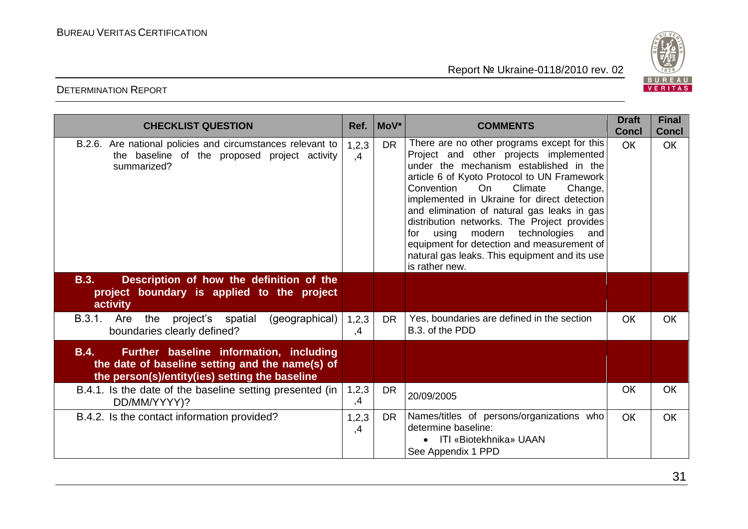| CHECKLIST QUESTION | Ref. | MoV* | COMMENTS | Draft Concl | Final Concl |
|---|---|---|---|---|---|
| B.2.6. Are national policies and circumstances relevant to the baseline of the proposed project activity summarized? | 1,2,3,4 | DR | There are no other programs except for this Project and other projects implemented under the mechanism established in the article 6 of Kyoto Protocol to UN Framework Convention On Climate Change, implemented in Ukraine for direct detection and elimination of natural gas leaks in gas distribution networks. The Project provides for using modern technologies and equipment for detection and measurement of natural gas leaks. This equipment and its use is rather new. | OK | OK |
| **B.3. Description of how the definition of the project boundary is applied to the project activity** | | | | | |
| B.3.1. Are the project's spatial (geographical) boundaries clearly defined? | 1,2,3,4 | DR | Yes, boundaries are defined in the section B.3. of the PDD | OK | OK |
| **B.4. Further baseline information, including the date of baseline setting and the name(s) of the person(s)/entity(ies) setting the baseline** | | | | | |
| B.4.1. Is the date of the baseline setting presented (in DD/MM/YYYY)? | 1,2,3,4 | DR | 20/09/2005 | OK | OK |
| B.4.2. Is the contact information provided? | 1,2,3,4 | DR | Names/titles of persons/organizations who determine baseline:<br>• ITI «Biotekhnika» UAAN<br>See Appendix 1 PPD | OK | OK |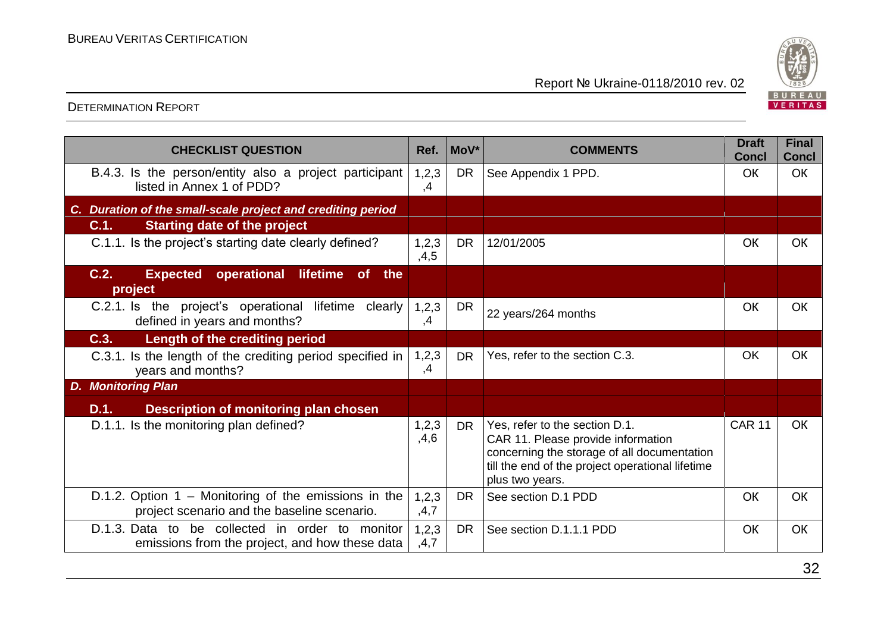| CHECKLIST QUESTION | Ref. | MoV* | COMMENTS | Draft Concl | Final Concl |
|---|---|---|---|---|---|
| B.4.3. Is the person/entity also a project participant listed in Annex 1 of PDD? | 1,2,3,4 | DR | See Appendix 1 PPD. | OK | OK |
| ***C. Duration of the small-scale project and crediting period*** | | | | | |
| **C.1. Starting date of the project** | | | | | |
| C.1.1. Is the project's starting date clearly defined? | 1,2,3,4,5 | DR | 12/01/2005 | OK | OK |
| **C.2. Expected operational lifetime of the project** | | | | | |
| C.2.1. Is the project's operational lifetime clearly defined in years and months? | 1,2,3,4 | DR | 22 years/264 months | OK | OK |
| **C.3. Length of the crediting period** | | | | | |
| C.3.1. Is the length of the crediting period specified in years and months? | 1,2,3,4 | DR | Yes, refer to the section C.3. | OK | OK |
| ***D. Monitoring Plan*** | | | | | |
| **D.1. Description of monitoring plan chosen** | | | | | |
| D.1.1. Is the monitoring plan defined? | 1,2,3,4,6 | DR | Yes, refer to the section D.1. CAR 11. Please provide information concerning the storage of all documentation till the end of the project operational lifetime plus two years. | CAR 11 | OK |
| D.1.2. Option 1 – Monitoring of the emissions in the project scenario and the baseline scenario. | 1,2,3,4,7 | DR | See section D.1 PDD | OK | OK |
| D.1.3. Data to be collected in order to monitor emissions from the project, and how these data | 1,2,3,4,7 | DR | See section D.1.1.1 PDD | OK | OK |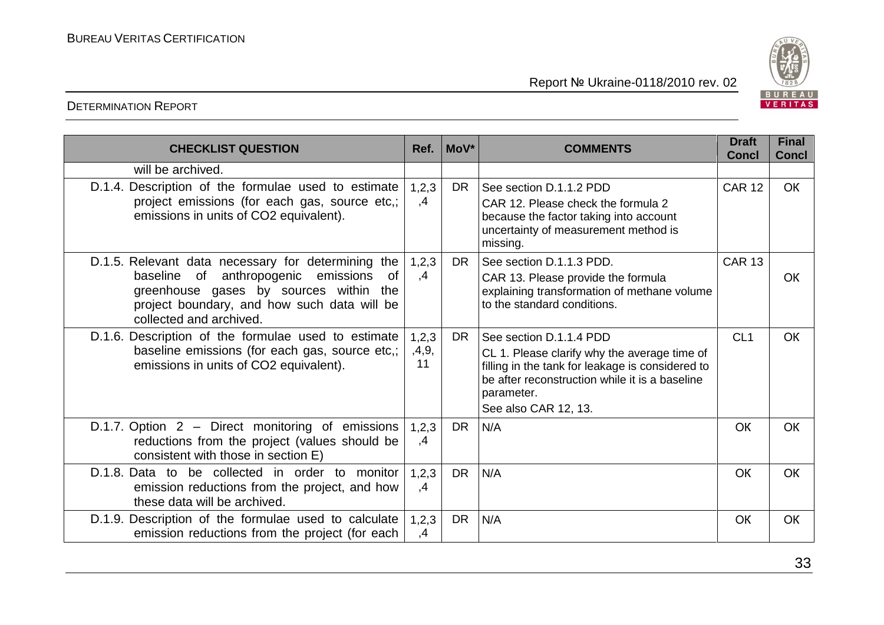| CHECKLIST QUESTION | Ref. | MoV* | COMMENTS | Draft Concl | Final Concl |
|---|---|---|---|---|---|
| will be archived. | | | | | |
| D.1.4. Description of the formulae used to estimate project emissions (for each gas, source etc,; emissions in units of CO2 equivalent). | 1,2,3 ,4 | DR | See section D.1.1.2 PDD<br>CAR 12. Please check the formula 2 because the factor taking into account uncertainty of measurement method is missing. | CAR 12 | OK |
| D.1.5. Relevant data necessary for determining the baseline of anthropogenic emissions of greenhouse gases by sources within the project boundary, and how such data will be collected and archived. | 1,2,3 ,4 | DR | See section D.1.1.3 PDD.<br>CAR 13. Please provide the formula explaining transformation of methane volume to the standard conditions. | CAR 13 | OK |
| D.1.6. Description of the formulae used to estimate baseline emissions (for each gas, source etc,; emissions in units of CO2 equivalent). | 1,2,3 ,4,9, 11 | DR | See section D.1.1.4 PDD<br>CL 1. Please clarify why the average time of filling in the tank for leakage is considered to be after reconstruction while it is a baseline parameter.<br>See also CAR 12, 13. | CL1 | OK |
| D.1.7. Option 2 – Direct monitoring of emissions reductions from the project (values should be consistent with those in section E) | 1,2,3 ,4 | DR | N/A | OK | OK |
| D.1.8. Data to be collected in order to monitor emission reductions from the project, and how these data will be archived. | 1,2,3 ,4 | DR | N/A | OK | OK |
| D.1.9. Description of the formulae used to calculate emission reductions from the project (for each | 1,2,3 ,4 | DR | N/A | OK | OK |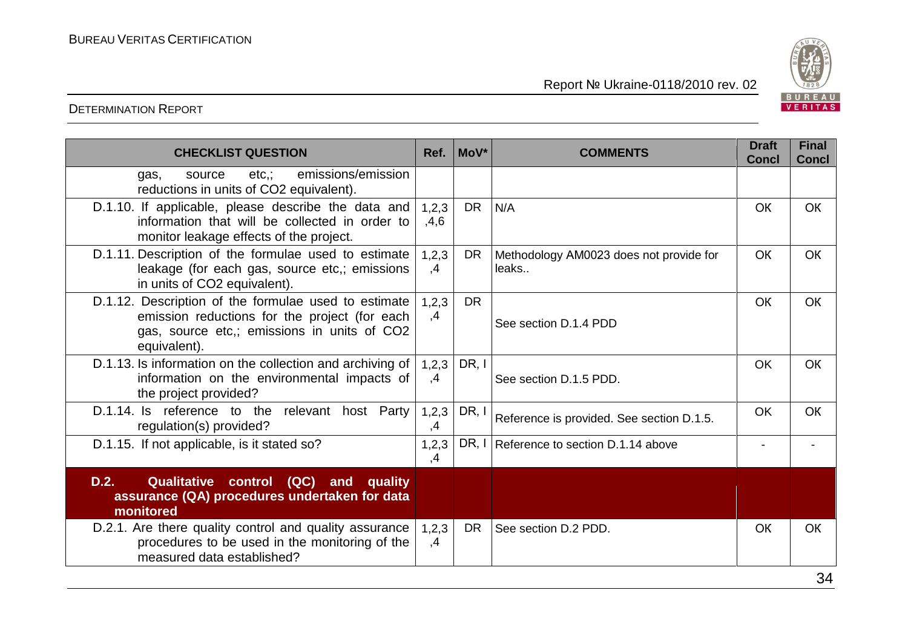| CHECKLIST QUESTION | Ref. | MoV* | COMMENTS | Draft Concl | Final Concl |
|---|---|---|---|---|---|
| gas, source etc,; emissions/emission reductions in units of CO2 equivalent). | | | | | |
| D.1.10. If applicable, please describe the data and information that will be collected in order to monitor leakage effects of the project. | 1,2,3,4,6 | DR | N/A | OK | OK |
| D.1.11. Description of the formulae used to estimate leakage (for each gas, source etc,; emissions in units of CO2 equivalent). | 1,2,3,4 | DR | Methodology AM0023 does not provide for leaks.. | OK | OK |
| D.1.12. Description of the formulae used to estimate emission reductions for the project (for each gas, source etc,; emissions in units of CO2 equivalent). | 1,2,3,4 | DR | See section D.1.4 PDD | OK | OK |
| D.1.13. Is information on the collection and archiving of information on the environmental impacts of the project provided? | 1,2,3,4 | DR, I | See section D.1.5 PDD. | OK | OK |
| D.1.14. Is reference to the relevant host Party regulation(s) provided? | 1,2,3,4 | DR, I | Reference is provided. See section D.1.5. | OK | OK |
| D.1.15. If not applicable, is it stated so? | 1,2,3,4 | DR, I | Reference to section D.1.14 above | - | - |
| **D.2. Qualitative control (QC) and quality assurance (QA) procedures undertaken for data monitored** | | | | | |
| D.2.1. Are there quality control and quality assurance procedures to be used in the monitoring of the measured data established? | 1,2,3,4 | DR | See section D.2 PDD. | OK | OK |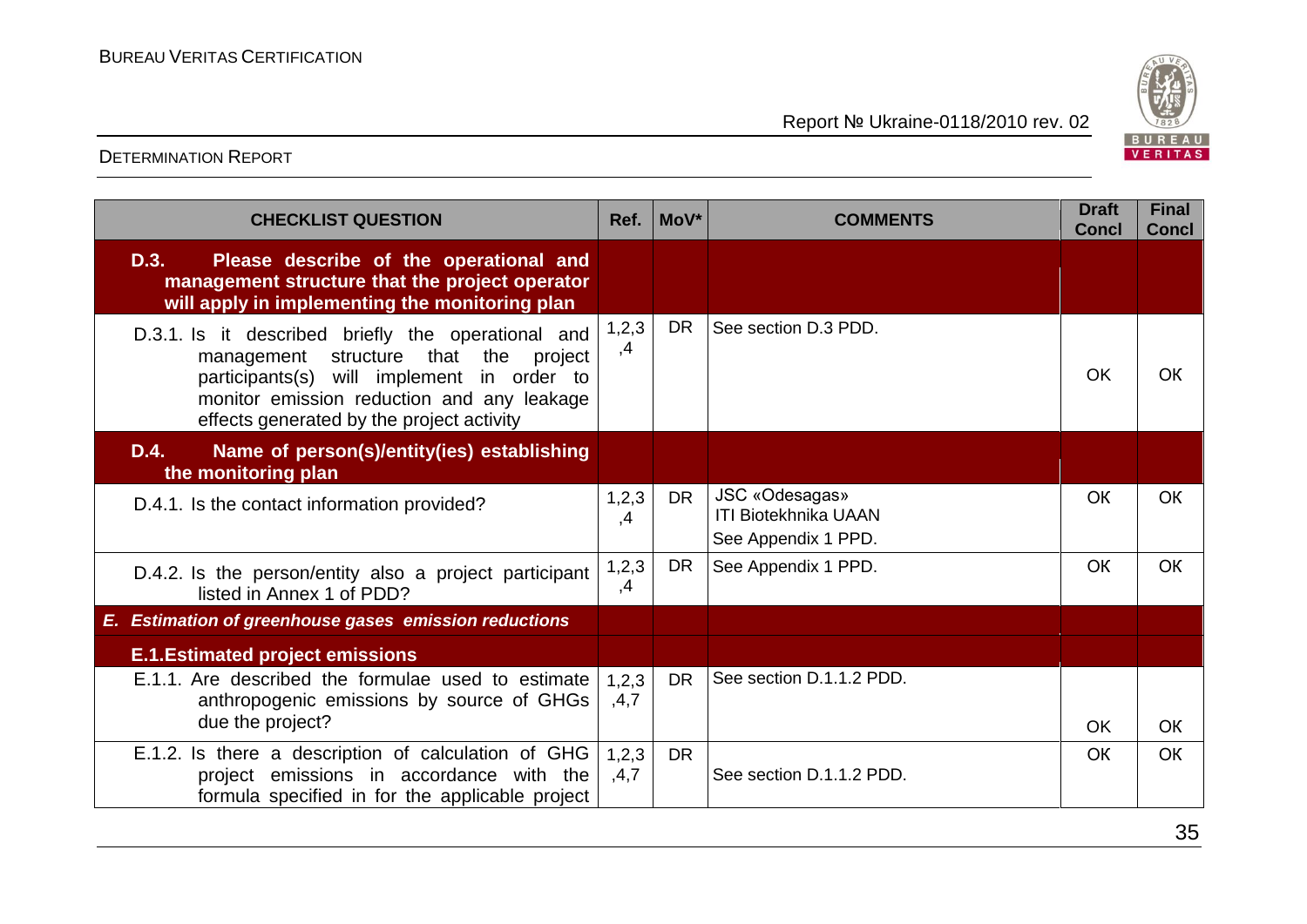| CHECKLIST QUESTION | Ref. | MoV* | COMMENTS | Draft Concl | Final Concl |
|---|---|---|---|---|---|
| **D.3. Please describe of the operational and management structure that the project operator will apply in implementing the monitoring plan** | | | | | |
| D.3.1. Is it described briefly the operational and management structure that the project participants(s) will implement in order to monitor emission reduction and any leakage effects generated by the project activity | 1,2,3,4 | DR | See section D.3 PDD. | OK | OK |
| **D.4. Name of person(s)/entity(ies) establishing the monitoring plan** | | | | | |
| D.4.1. Is the contact information provided? | 1,2,3,4 | DR | JSC «Odesagas» ITI Biotekhnika UAAN See Appendix 1 PPD. | OK | OK |
| D.4.2. Is the person/entity also a project participant listed in Annex 1 of PDD? | 1,2,3,4 | DR | See Appendix 1 PPD. | OK | OK |
| ***E. Estimation of greenhouse gases emission reductions*** | | | | | |
| **E.1. Estimated project emissions** | | | | | |
| E.1.1. Are described the formulae used to estimate anthropogenic emissions by source of GHGs due the project? | 1,2,3,4,7 | DR | See section D.1.1.2 PDD. | OK | OK |
| E.1.2. Is there a description of calculation of GHG project emissions in accordance with the formula specified in for the applicable project | 1,2,3,4,7 | DR | See section D.1.1.2 PDD. | OK | OK |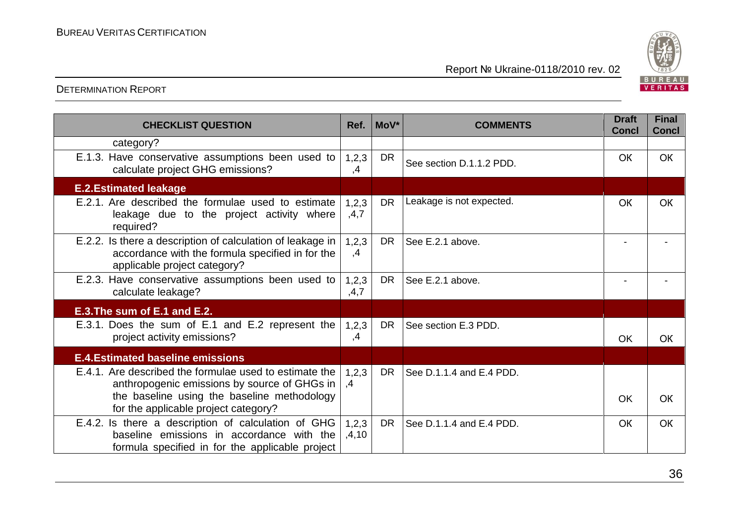| CHECKLIST QUESTION | Ref. | MoV* | COMMENTS | Draft Concl | Final Concl |
|---|---|---|---|---|---|
| category? | | | | | |
| E.1.3. Have conservative assumptions been used to calculate project GHG emissions? | 1,2,3,4 | DR | See section D.1.1.2 PDD. | OK | OK |
| **E.2.Estimated leakage** | | | | | |
| E.2.1. Are described the formulae used to estimate leakage due to the project activity where required? | 1,2,3,4,7 | DR | Leakage is not expected. | OK | OK |
| E.2.2. Is there a description of calculation of leakage in accordance with the formula specified in for the applicable project category? | 1,2,3,4 | DR | See E.2.1 above. | - | - |
| E.2.3. Have conservative assumptions been used to calculate leakage? | 1,2,3,4,7 | DR | See E.2.1 above. | - | - |
| **E.3.The sum of E.1 and E.2.** | | | | | |
| E.3.1. Does the sum of E.1 and E.2 represent the project activity emissions? | 1,2,3,4 | DR | See section E.3 PDD. | OK | OK |
| **E.4.Estimated baseline emissions** | | | | | |
| E.4.1. Are described the formulae used to estimate the anthropogenic emissions by source of GHGs in the baseline using the baseline methodology for the applicable project category? | 1,2,3,4 | DR | See D.1.1.4 and E.4 PDD. | OK | OK |
| E.4.2. Is there a description of calculation of GHG baseline emissions in accordance with the formula specified in for the applicable project | 1,2,3,4,10 | DR | See D.1.1.4 and E.4 PDD. | OK | OK |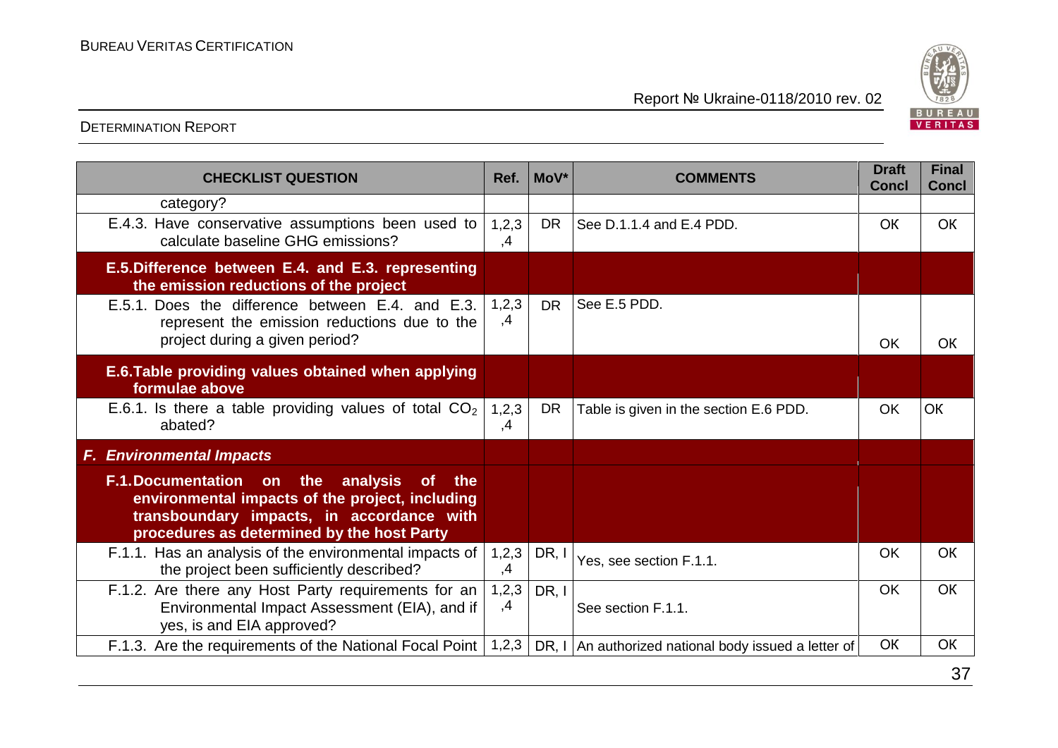| CHECKLIST QUESTION | Ref. | MoV* | COMMENTS | Draft Concl | Final Concl |
|---|---|---|---|---|---|
| category? | | | | | |
| E.4.3. Have conservative assumptions been used to calculate baseline GHG emissions? | 1,2,3,4 | DR | See D.1.1.4 and E.4 PDD. | OK | OK |
| **E.5. Difference between E.4. and E.3. representing the emission reductions of the project** | | | | | |
| E.5.1. Does the difference between E.4. and E.3. represent the emission reductions due to the project during a given period? | 1,2,3,4 | DR | See E.5 PDD. | OK | OK |
| **E.6. Table providing values obtained when applying formulae above** | | | | | |
| E.6.1. Is there a table providing values of total $CO_2$ abated? | 1,2,3,4 | DR | Table is given in the section E.6 PDD. | OK | OK |
| ***F. Environmental Impacts*** | | | | | |
| **F.1. Documentation on the analysis of the environmental impacts of the project, including transboundary impacts, in accordance with procedures as determined by the host Party** | | | | | |
| F.1.1. Has an analysis of the environmental impacts of the project been sufficiently described? | 1,2,3,4 | DR, I | Yes, see section F.1.1. | OK | OK |
| F.1.2. Are there any Host Party requirements for an Environmental Impact Assessment (EIA), and if yes, is and EIA approved? | 1,2,3,4 | DR, I | See section F.1.1. | OK | OK |
| F.1.3. Are the requirements of the National Focal Point | 1,2,3 | DR, I | An authorized national body issued a letter of | OK | OK |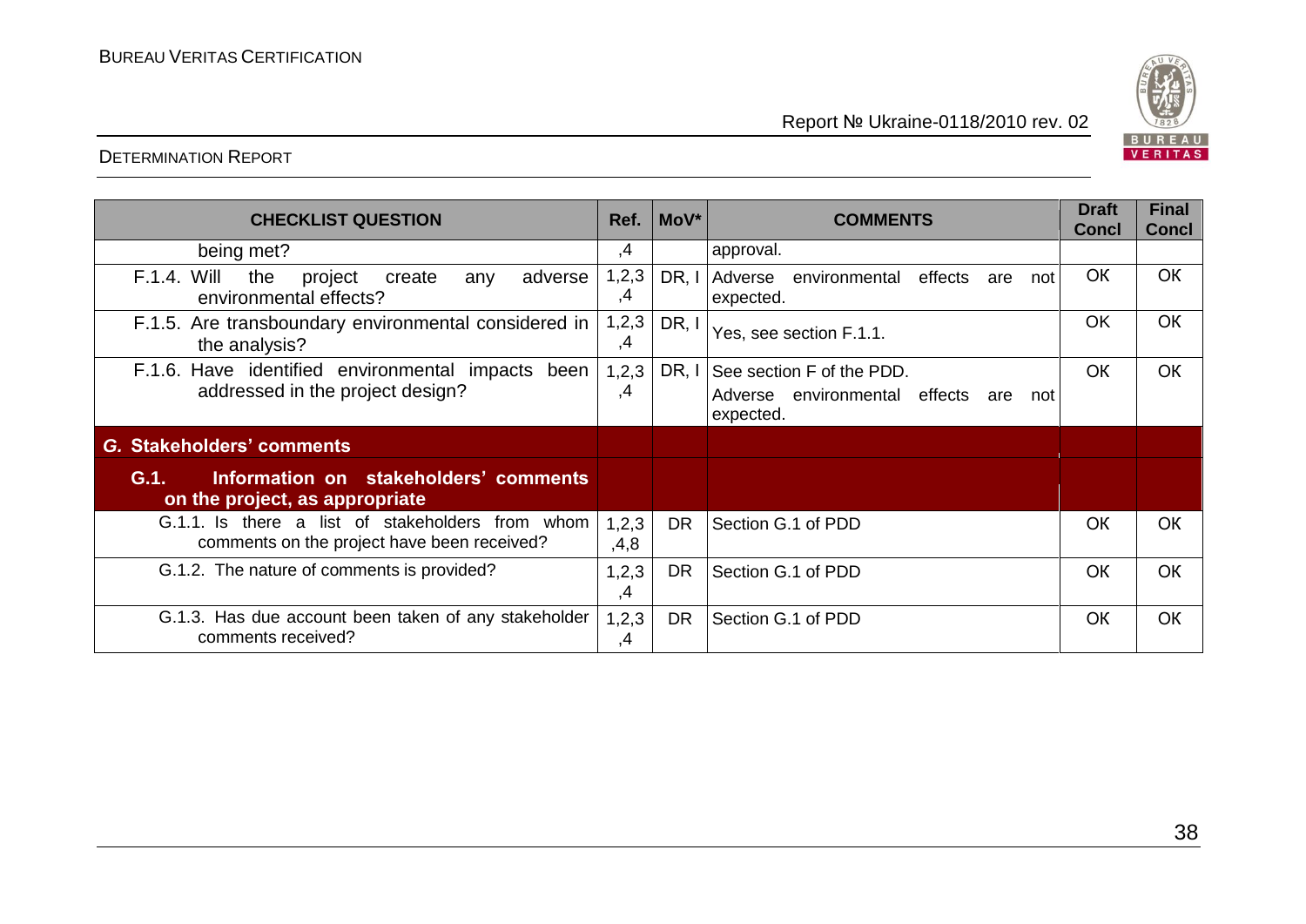| CHECKLIST QUESTION | Ref. | MoV* | COMMENTS | Draft Concl | Final Concl |
|---|---|---|---|---|---|
| being met? | ,4 | | approval. | | |
| F.1.4. Will the project create any adverse environmental effects? | 1,2,3,4 | DR, I | Adverse environmental effects are not expected. | OK | OK |
| F.1.5. Are transboundary environmental considered in the analysis? | 1,2,3,4 | DR, I | Yes, see section F.1.1. | OK | OK |
| F.1.6. Have identified environmental impacts been addressed in the project design? | 1,2,3,4 | DR, I | See section F of the PDD. Adverse environmental effects are not expected. | OK | OK |
| ***G. Stakeholders' comments*** | | | | | |
| **G.1. Information on stakeholders' comments on the project, as appropriate** | | | | | |
| G.1.1. Is there a list of stakeholders from whom comments on the project have been received? | 1,2,3,4,8 | DR | Section G.1 of PDD | OK | OK |
| G.1.2. The nature of comments is provided? | 1,2,3,4 | DR | Section G.1 of PDD | OK | OK |
| G.1.3. Has due account been taken of any stakeholder comments received? | 1,2,3,4 | DR | Section G.1 of PDD | OK | OK |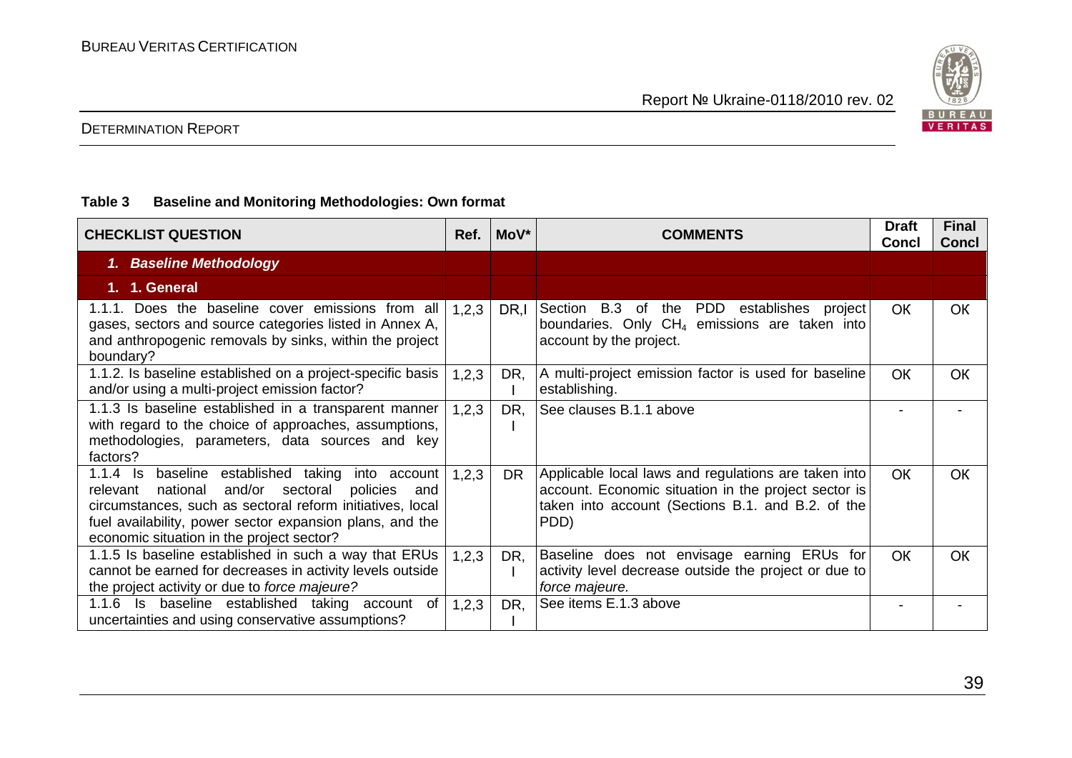**Table 3 Baseline and Monitoring Methodologies: Own format**

| CHECKLIST QUESTION | Ref. | MoV* | COMMENTS | Draft Concl | Final Concl |
|---|---|---|---|---|---|
| ***1. Baseline Methodology*** | | | | | |
| **1. 1. General** | | | | | |
| 1.1.1. Does the baseline cover emissions from all gases, sectors and source categories listed in Annex A, and anthropogenic removals by sinks, within the project boundary? | 1,2,3 | DR,I | Section B.3 of the PDD establishes project boundaries. Only $CH_4$ emissions are taken into account by the project. | OK | OK |
| 1.1.2. Is baseline established on a project-specific basis and/or using a multi-project emission factor? | 1,2,3 | DR, I | A multi-project emission factor is used for baseline establishing. | OK | OK |
| 1.1.3 Is baseline established in a transparent manner with regard to the choice of approaches, assumptions, methodologies, parameters, data sources and key factors? | 1,2,3 | DR, I | See clauses B.1.1 above | - | - |
| 1.1.4 Is baseline established taking into account relevant national and/or sectoral policies and circumstances, such as sectoral reform initiatives, local fuel availability, power sector expansion plans, and the economic situation in the project sector? | 1,2,3 | DR | Applicable local laws and regulations are taken into account. Economic situation in the project sector is taken into account (Sections B.1. and B.2. of the PDD) | OK | OK |
| 1.1.5 Is baseline established in such a way that ERUs cannot be earned for decreases in activity levels outside the project activity or due to *force majeure*? | 1,2,3 | DR, I | Baseline does not envisage earning ERUs for activity level decrease outside the project or due to *force majeure*. | OK | OK |
| 1.1.6 Is baseline established taking account of uncertainties and using conservative assumptions? | 1,2,3 | DR, I | See items E.1.3 above | - | - |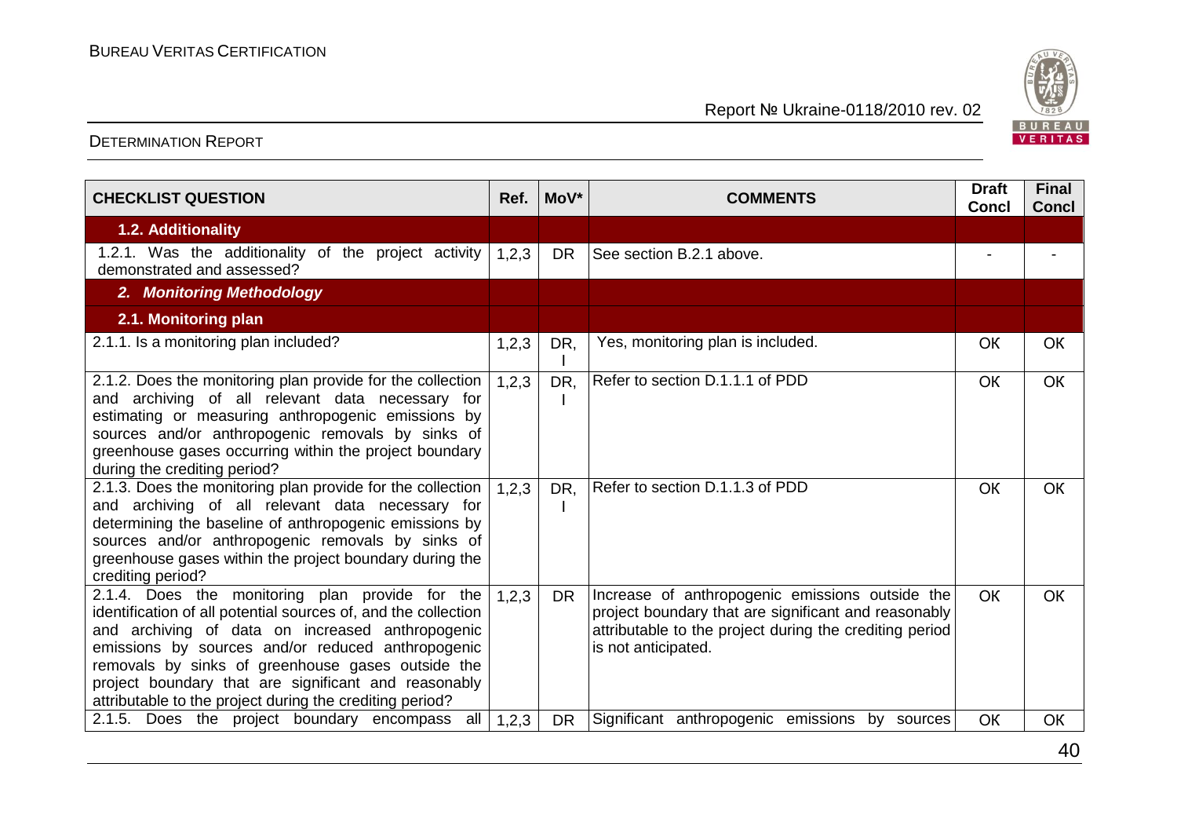| CHECKLIST QUESTION | Ref. | MoV* | COMMENTS | Draft Concl | Final Concl |
|---|---|---|---|---|---|
| **1.2. Additionality** | | | | | |
| 1.2.1. Was the additionality of the project activity demonstrated and assessed? | 1,2,3 | DR | See section B.2.1 above. | - | - |
| ***2. Monitoring Methodology*** | | | | | |
| **2.1. Monitoring plan** | | | | | |
| 2.1.1. Is a monitoring plan included? | 1,2,3 | DR, I | Yes, monitoring plan is included. | OK | OK |
| 2.1.2. Does the monitoring plan provide for the collection and archiving of all relevant data necessary for estimating or measuring anthropogenic emissions by sources and/or anthropogenic removals by sinks of greenhouse gases occurring within the project boundary during the crediting period? | 1,2,3 | DR, I | Refer to section D.1.1.1 of PDD | OK | OK |
| 2.1.3. Does the monitoring plan provide for the collection and archiving of all relevant data necessary for determining the baseline of anthropogenic emissions by sources and/or anthropogenic removals by sinks of greenhouse gases within the project boundary during the crediting period? | 1,2,3 | DR, I | Refer to section D.1.1.3 of PDD | OK | OK |
| 2.1.4. Does the monitoring plan provide for the identification of all potential sources of, and the collection and archiving of data on increased anthropogenic emissions by sources and/or reduced anthropogenic removals by sinks of greenhouse gases outside the project boundary that are significant and reasonably attributable to the project during the crediting period? | 1,2,3 | DR | Increase of anthropogenic emissions outside the project boundary that are significant and reasonably attributable to the project during the crediting period is not anticipated. | OK | OK |
| 2.1.5. Does the project boundary encompass all | 1,2,3 | DR | Significant anthropogenic emissions by sources | OK | OK |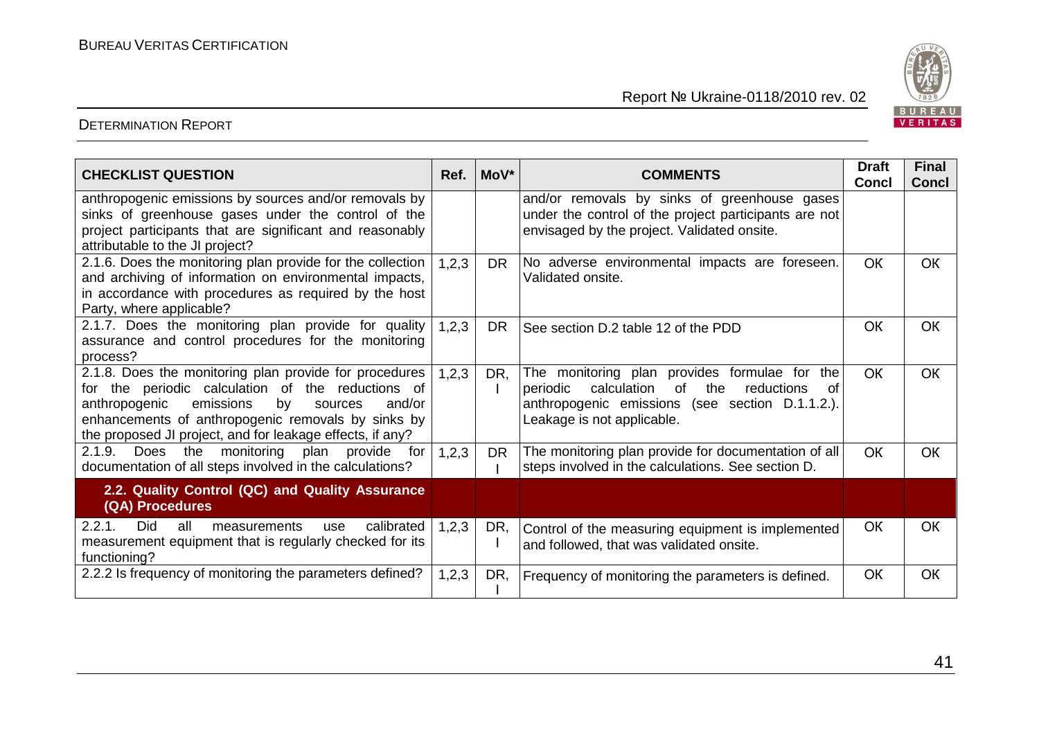| CHECKLIST QUESTION | Ref. | MoV* | COMMENTS | Draft Concl | Final Concl |
|---|---|---|---|---|---|
| anthropogenic emissions by sources and/or removals by sinks of greenhouse gases under the control of the project participants that are significant and reasonably attributable to the JI project? | | | and/or removals by sinks of greenhouse gases under the control of the project participants are not envisaged by the project. Validated onsite. | | |
| 2.1.6. Does the monitoring plan provide for the collection and archiving of information on environmental impacts, in accordance with procedures as required by the host Party, where applicable? | 1,2,3 | DR | No adverse environmental impacts are foreseen. Validated onsite. | OK | OK |
| 2.1.7. Does the monitoring plan provide for quality assurance and control procedures for the monitoring process? | 1,2,3 | DR | See section D.2 table 12 of the PDD | OK | OK |
| 2.1.8. Does the monitoring plan provide for procedures for the periodic calculation of the reductions of anthropogenic emissions by sources and/or enhancements of anthropogenic removals by sinks by the proposed JI project, and for leakage effects, if any? | 1,2,3 | DR, I | The monitoring plan provides formulae for the periodic calculation of the reductions of anthropogenic emissions (see section D.1.1.2.). Leakage is not applicable. | OK | OK |
| 2.1.9. Does the monitoring plan provide for documentation of all steps involved in the calculations? | 1,2,3 | DR I | The monitoring plan provide for documentation of all steps involved in the calculations. See section D. | OK | OK |
| **2.2. Quality Control (QC) and Quality Assurance (QA) Procedures** | | | | | |
| 2.2.1. Did all measurements use calibrated measurement equipment that is regularly checked for its functioning? | 1,2,3 | DR, I | Control of the measuring equipment is implemented and followed, that was validated onsite. | OK | OK |
| 2.2.2 Is frequency of monitoring the parameters defined? | 1,2,3 | DR, I | Frequency of monitoring the parameters is defined. | OK | OK |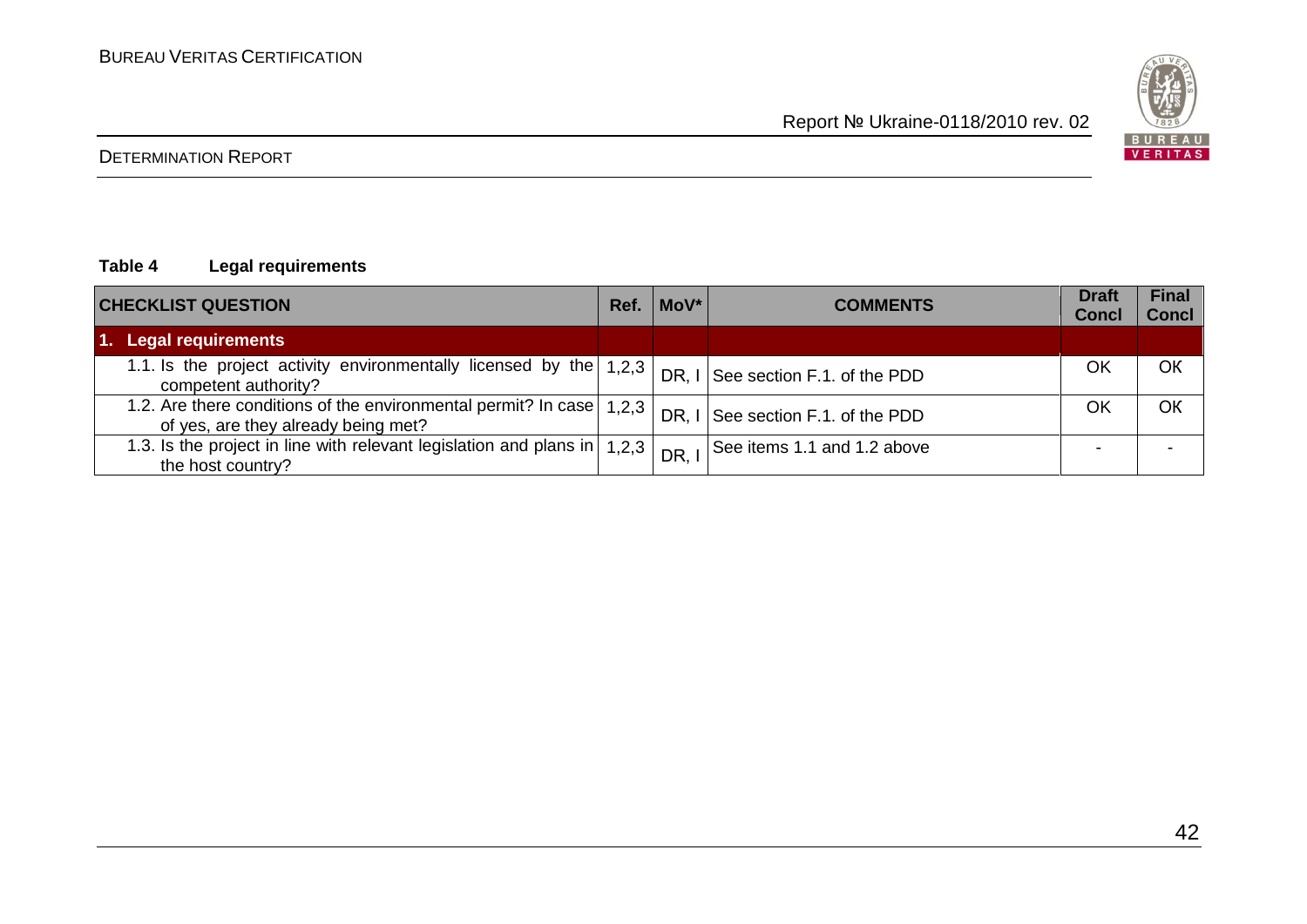**Table 4 Legal requirements**

| CHECKLIST QUESTION | Ref. | MoV* | COMMENTS | Draft Concl | Final Concl |
|---|---|---|---|---|---|
| **1. Legal requirements** | | | | | |
| 1.1. Is the project activity environmentally licensed by the competent authority? | 1,2,3 | DR, I | See section F.1. of the PDD | OK | OK |
| 1.2. Are there conditions of the environmental permit? In case of yes, are they already being met? | 1,2,3 | DR, I | See section F.1. of the PDD | OK | OK |
| 1.3. Is the project in line with relevant legislation and plans in the host country? | 1,2,3 | DR, I | See items 1.1 and 1.2 above | - | - |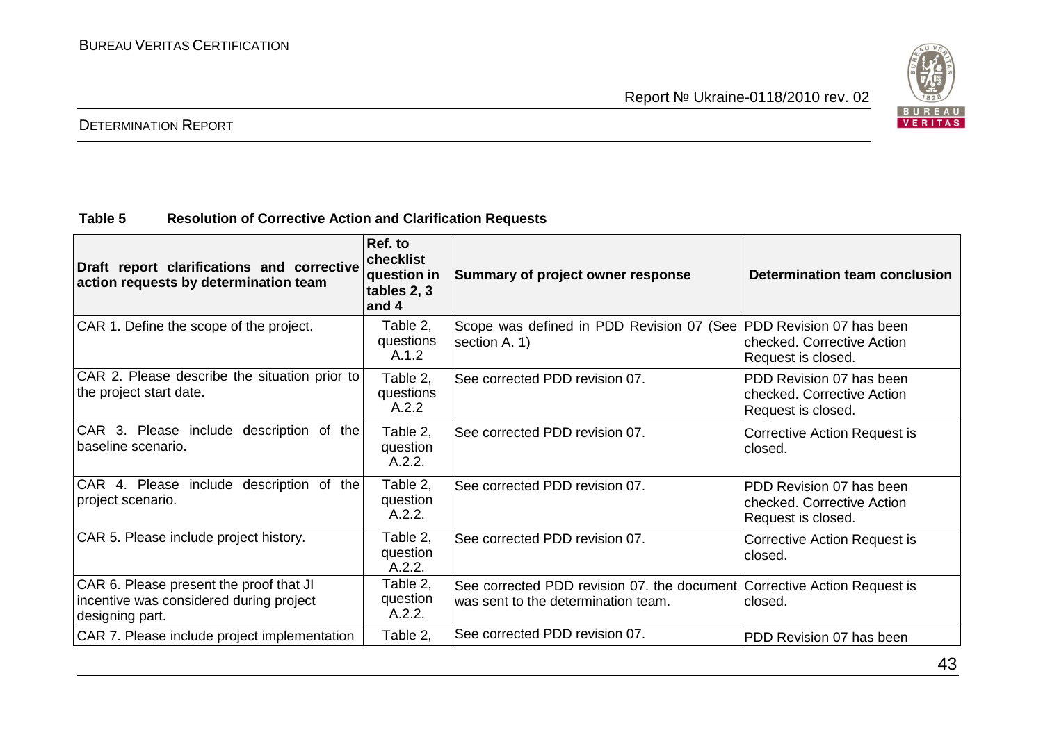**Table 5 Resolution of Corrective Action and Clarification Requests**

| Draft report clarifications and corrective action requests by determination team | Ref. to checklist question in tables 2, 3 and 4 | Summary of project owner response | Determination team conclusion |
|---|---|---|---|
| CAR 1. Define the scope of the project. | Table 2, questions A.1.2 | Scope was defined in PDD Revision 07 (See section A. 1) | PDD Revision 07 has been checked. Corrective Action Request is closed. |
| CAR 2. Please describe the situation prior to the project start date. | Table 2, questions A.2.2 | See corrected PDD revision 07. | PDD Revision 07 has been checked. Corrective Action Request is closed. |
| CAR 3. Please include description of the baseline scenario. | Table 2, question A.2.2. | See corrected PDD revision 07. | Corrective Action Request is closed. |
| CAR 4. Please include description of the project scenario. | Table 2, question A.2.2. | See corrected PDD revision 07. | PDD Revision 07 has been checked. Corrective Action Request is closed. |
| CAR 5. Please include project history. | Table 2, question A.2.2. | See corrected PDD revision 07. | Corrective Action Request is closed. |
| CAR 6. Please present the proof that JI incentive was considered during project designing part. | Table 2, question A.2.2. | See corrected PDD revision 07. the document was sent to the determination team. | Corrective Action Request is closed. |
| CAR 7. Please include project implementation | Table 2, | See corrected PDD revision 07. | PDD Revision 07 has been |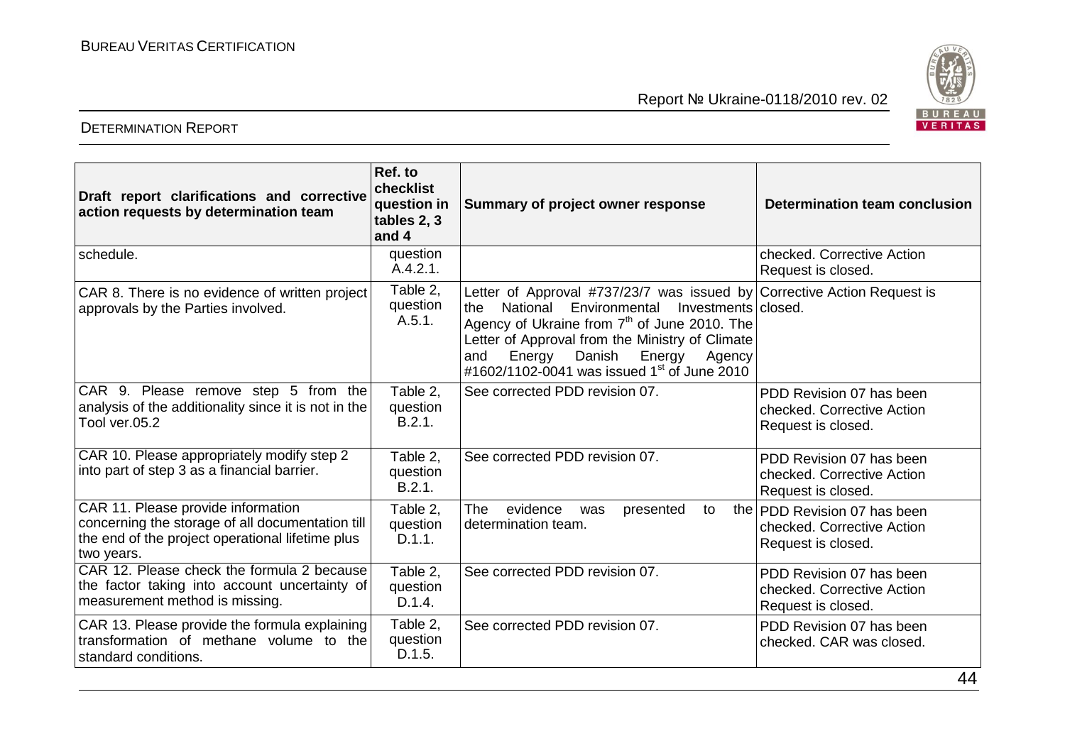| Draft report clarifications and corrective action requests by determination team | Ref. to checklist question in tables 2, 3 and 4 | Summary of project owner response | Determination team conclusion |
|---|---|---|---|
| schedule. | question A.4.2.1. | | checked. Corrective Action Request is closed. |
| CAR 8. There is no evidence of written project approvals by the Parties involved. | Table 2, question A.5.1. | Letter of Approval #737/23/7 was issued by the National Environmental Investments Agency of Ukraine from 7th of June 2010. The Letter of Approval from the Ministry of Climate and Energy Danish Energy Agency #1602/1102-0041 was issued 1st of June 2010 | Corrective Action Request is closed. |
| CAR 9. Please remove step 5 from the analysis of the additionality since it is not in the Tool ver.05.2 | Table 2, question B.2.1. | See corrected PDD revision 07. | PDD Revision 07 has been checked. Corrective Action Request is closed. |
| CAR 10. Please appropriately modify step 2 into part of step 3 as a financial barrier. | Table 2, question B.2.1. | See corrected PDD revision 07. | PDD Revision 07 has been checked. Corrective Action Request is closed. |
| CAR 11. Please provide information concerning the storage of all documentation till the end of the project operational lifetime plus two years. | Table 2, question D.1.1. | The evidence was presented to the determination team. | PDD Revision 07 has been checked. Corrective Action Request is closed. |
| CAR 12. Please check the formula 2 because the factor taking into account uncertainty of measurement method is missing. | Table 2, question D.1.4. | See corrected PDD revision 07. | PDD Revision 07 has been checked. Corrective Action Request is closed. |
| CAR 13. Please provide the formula explaining transformation of methane volume to the standard conditions. | Table 2, question D.1.5. | See corrected PDD revision 07. | PDD Revision 07 has been checked. CAR was closed. |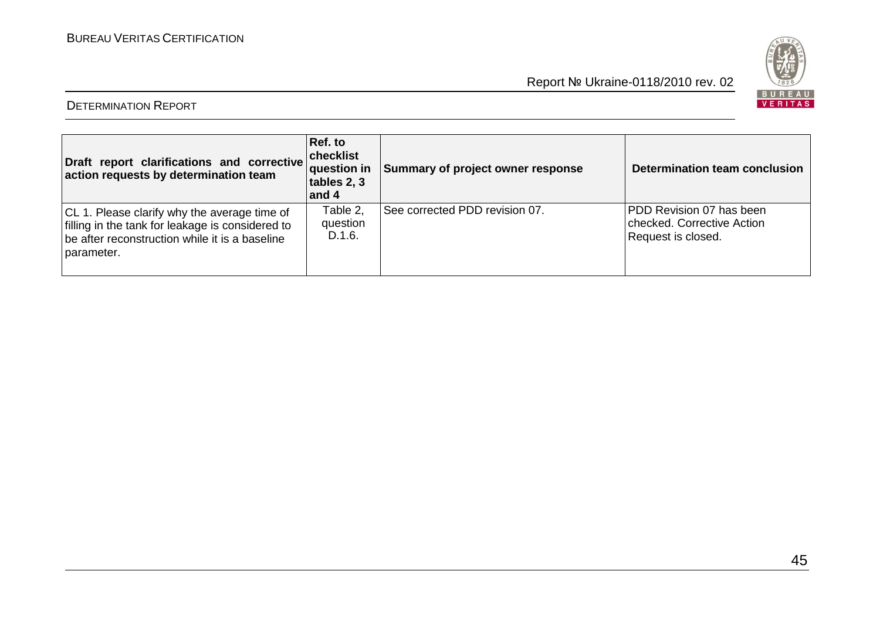| Draft report clarifications and corrective action requests by determination team | Ref. to checklist question in tables 2, 3 and 4 | Summary of project owner response | Determination team conclusion |
|---|---|---|---|
| CL 1. Please clarify why the average time of filling in the tank for leakage is considered to be after reconstruction while it is a baseline parameter. | Table 2, question D.1.6. | See corrected PDD revision 07. | PDD Revision 07 has been checked. Corrective Action Request is closed. |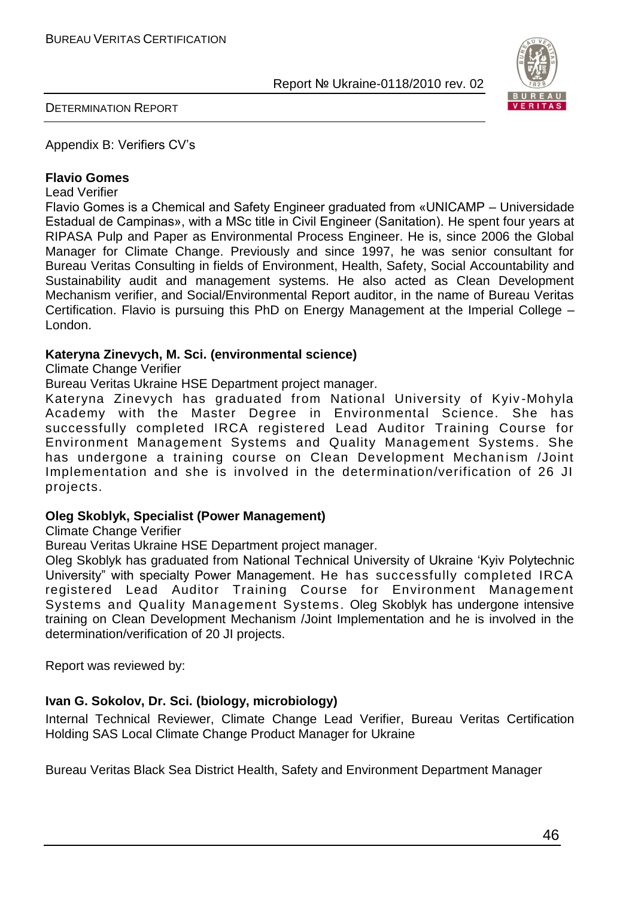Appendix B: Verifiers CV's

**Flavio Gomes**

Lead Verifier

Flavio Gomes is a Chemical and Safety Engineer graduated from «UNICAMP – Universidade Estadual de Campinas», with a MSc title in Civil Engineer (Sanitation). He spent four years at RIPASA Pulp and Paper as Environmental Process Engineer. He is, since 2006 the Global Manager for Climate Change. Previously and since 1997, he was senior consultant for Bureau Veritas Consulting in fields of Environment, Health, Safety, Social Accountability and Sustainability audit and management systems. He also acted as Clean Development Mechanism verifier, and Social/Environmental Report auditor, in the name of Bureau Veritas Certification. Flavio is pursuing this PhD on Energy Management at the Imperial College – London.

**Kateryna Zinevych, M. Sci. (environmental science)**

Climate Change Verifier

Bureau Veritas Ukraine HSE Department project manager.

Kateryna Zinevych has graduated from National University of Kyiv-Mohyla Academy with the Master Degree in Environmental Science. She has successfully completed IRCA registered Lead Auditor Training Course for Environment Management Systems and Quality Management Systems. She has undergone a training course on Clean Development Mechanism /Joint Implementation and she is involved in the determination/verification of 26 JI projects.

**Oleg Skoblyk, Specialist (Power Management)**

Climate Change Verifier

Bureau Veritas Ukraine HSE Department project manager.

Oleg Skoblyk has graduated from National Technical University of Ukraine 'Kyiv Polytechnic University" with specialty Power Management. He has successfully completed IRCA registered Lead Auditor Training Course for Environment Management Systems and Quality Management Systems. Oleg Skoblyk has undergone intensive training on Clean Development Mechanism /Joint Implementation and he is involved in the determination/verification of 20 JI projects.

Report was reviewed by:

**Ivan G. Sokolov, Dr. Sci. (biology, microbiology)**

Internal Technical Reviewer, Climate Change Lead Verifier, Bureau Veritas Certification Holding SAS Local Climate Change Product Manager for Ukraine

Bureau Veritas Black Sea District Health, Safety and Environment Department Manager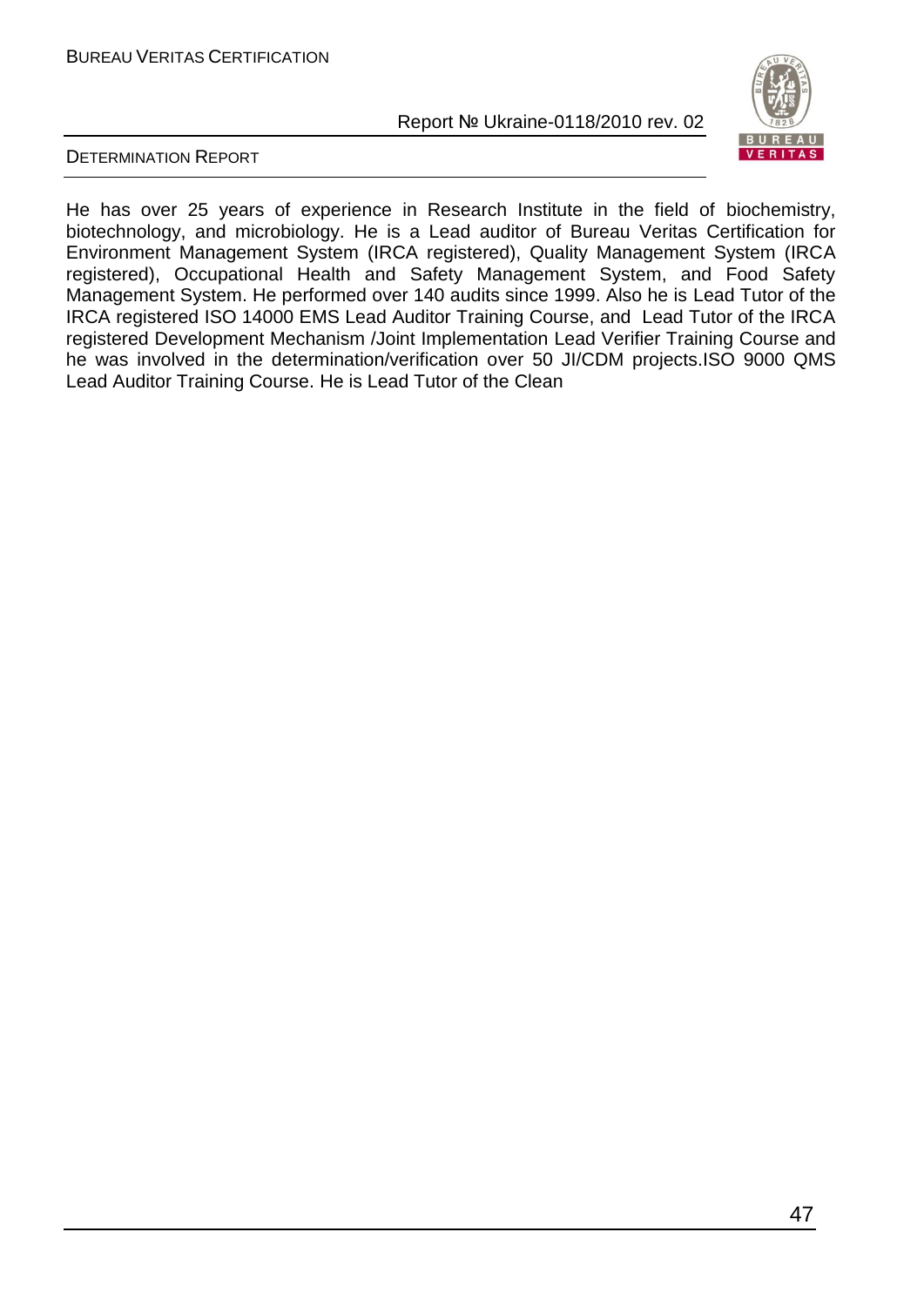He has over 25 years of experience in Research Institute in the field of biochemistry, biotechnology, and microbiology. He is a Lead auditor of Bureau Veritas Certification for Environment Management System (IRCA registered), Quality Management System (IRCA registered), Occupational Health and Safety Management System, and Food Safety Management System. He performed over 140 audits since 1999. Also he is Lead Tutor of the IRCA registered ISO 14000 EMS Lead Auditor Training Course, and Lead Tutor of the IRCA registered Development Mechanism /Joint Implementation Lead Verifier Training Course and he was involved in the determination/verification over 50 JI/CDM projects.ISO 9000 QMS Lead Auditor Training Course. He is Lead Tutor of the Clean